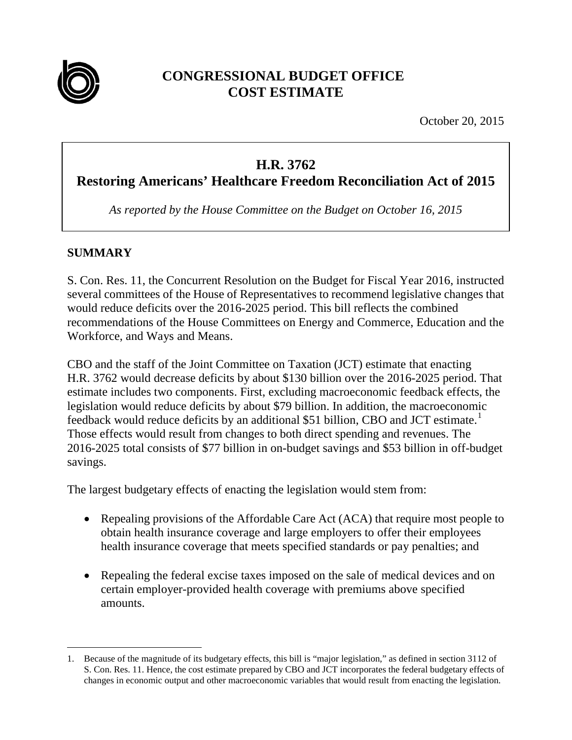# CONGRESSIONAL BUDGET OFFICE
# COST ESTIMATE

October 20, 2015

## H.R. 3762
## Restoring Americans' Healthcare Freedom Reconciliation Act of 2015

*As reported by the House Committee on the Budget on October 16, 2015*

### SUMMARY

S. Con. Res. 11, the Concurrent Resolution on the Budget for Fiscal Year 2016, instructed several committees of the House of Representatives to recommend legislative changes that would reduce deficits over the 2016-2025 period. This bill reflects the combined recommendations of the House Committees on Energy and Commerce, Education and the Workforce, and Ways and Means.

CBO and the staff of the Joint Committee on Taxation (JCT) estimate that enacting H.R. 3762 would decrease deficits by about $130 billion over the 2016-2025 period. That estimate includes two components. First, excluding macroeconomic feedback effects, the legislation would reduce deficits by about $79 billion. In addition, the macroeconomic feedback would reduce deficits by an additional $51 billion, CBO and JCT estimate.[1] Those effects would result from changes to both direct spending and revenues. The 2016-2025 total consists of $77 billion in on-budget savings and $53 billion in off-budget savings.

The largest budgetary effects of enacting the legislation would stem from:

- Repealing provisions of the Affordable Care Act (ACA) that require most people to obtain health insurance coverage and large employers to offer their employees health insurance coverage that meets specified standards or pay penalties; and
- Repealing the federal excise taxes imposed on the sale of medical devices and on certain employer-provided health coverage with premiums above specified amounts.

---

1. Because of the magnitude of its budgetary effects, this bill is "major legislation," as defined in section 3112 of S. Con. Res. 11. Hence, the cost estimate prepared by CBO and JCT incorporates the federal budgetary effects of changes in economic output and other macroeconomic variables that would result from enacting the legislation.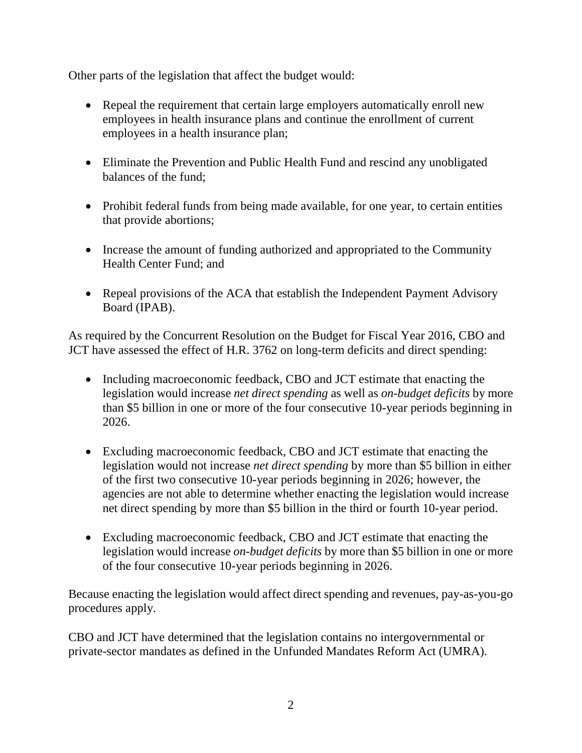Other parts of the legislation that affect the budget would:

- Repeal the requirement that certain large employers automatically enroll new employees in health insurance plans and continue the enrollment of current employees in a health insurance plan;
- Eliminate the Prevention and Public Health Fund and rescind any unobligated balances of the fund;
- Prohibit federal funds from being made available, for one year, to certain entities that provide abortions;
- Increase the amount of funding authorized and appropriated to the Community Health Center Fund; and
- Repeal provisions of the ACA that establish the Independent Payment Advisory Board (IPAB).

As required by the Concurrent Resolution on the Budget for Fiscal Year 2016, CBO and JCT have assessed the effect of H.R. 3762 on long-term deficits and direct spending:

- Including macroeconomic feedback, CBO and JCT estimate that enacting the legislation would increase *net direct spending* as well as *on-budget deficits* by more than $5 billion in one or more of the four consecutive 10-year periods beginning in 2026.
- Excluding macroeconomic feedback, CBO and JCT estimate that enacting the legislation would not increase *net direct spending* by more than $5 billion in either of the first two consecutive 10-year periods beginning in 2026; however, the agencies are not able to determine whether enacting the legislation would increase net direct spending by more than $5 billion in the third or fourth 10-year period.
- Excluding macroeconomic feedback, CBO and JCT estimate that enacting the legislation would increase *on-budget deficits* by more than $5 billion in one or more of the four consecutive 10-year periods beginning in 2026.

Because enacting the legislation would affect direct spending and revenues, pay-as-you-go procedures apply.

CBO and JCT have determined that the legislation contains no intergovernmental or private-sector mandates as defined in the Unfunded Mandates Reform Act (UMRA).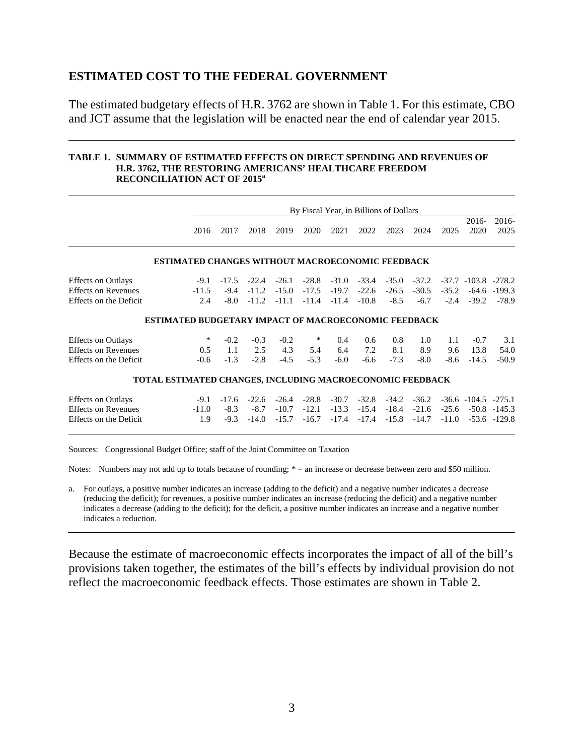## ESTIMATED COST TO THE FEDERAL GOVERNMENT

The estimated budgetary effects of H.R. 3762 are shown in Table 1. For this estimate, CBO and JCT assume that the legislation will be enacted near the end of calendar year 2015.

**TABLE 1. SUMMARY OF ESTIMATED EFFECTS ON DIRECT SPENDING AND REVENUES OF H.R. 3762, THE RESTORING AMERICANS' HEALTHCARE FREEDOM RECONCILIATION ACT OF 2015[a]**

| | By Fiscal Year, in Billions of Dollars | | | | | | | | | | | |
|---|---|---|---|---|---|---|---|---|---|---|---|---|
| | 2016 | 2017 | 2018 | 2019 | 2020 | 2021 | 2022 | 2023 | 2024 | 2025 | 2016-2020 | 2016-2025 |
| **ESTIMATED CHANGES WITHOUT MACROECONOMIC FEEDBACK** | | | | | | | | | | | | |
| Effects on Outlays | -9.1 | -17.5 | -22.4 | -26.1 | -28.8 | -31.0 | -33.4 | -35.0 | -37.2 | -37.7 | -103.8 | -278.2 |
| Effects on Revenues | -11.5 | -9.4 | -11.2 | -15.0 | -17.5 | -19.7 | -22.6 | -26.5 | -30.5 | -35.2 | -64.6 | -199.3 |
| Effects on the Deficit | 2.4 | -8.0 | -11.2 | -11.1 | -11.4 | -11.4 | -10.8 | -8.5 | -6.7 | -2.4 | -39.2 | -78.9 |
| **ESTIMATED BUDGETARY IMPACT OF MACROECONOMIC FEEDBACK** | | | | | | | | | | | | |
| Effects on Outlays | * | -0.2 | -0.3 | -0.2 | * | 0.4 | 0.6 | 0.8 | 1.0 | 1.1 | -0.7 | 3.1 |
| Effects on Revenues | 0.5 | 1.1 | 2.5 | 4.3 | 5.4 | 6.4 | 7.2 | 8.1 | 8.9 | 9.6 | 13.8 | 54.0 |
| Effects on the Deficit | -0.6 | -1.3 | -2.8 | -4.5 | -5.3 | -6.0 | -6.6 | -7.3 | -8.0 | -8.6 | -14.5 | -50.9 |
| **TOTAL ESTIMATED CHANGES, INCLUDING MACROECONOMIC FEEDBACK** | | | | | | | | | | | | |
| Effects on Outlays | -9.1 | -17.6 | -22.6 | -26.4 | -28.8 | -30.7 | -32.8 | -34.2 | -36.2 | -36.6 | -104.5 | -275.1 |
| Effects on Revenues | -11.0 | -8.3 | -8.7 | -10.7 | -12.1 | -13.3 | -15.4 | -18.4 | -21.6 | -25.6 | -50.8 | -145.3 |
| Effects on the Deficit | 1.9 | -9.3 | -14.0 | -15.7 | -16.7 | -17.4 | -17.4 | -15.8 | -14.7 | -11.0 | -53.6 | -129.8 |

Sources: Congressional Budget Office; staff of the Joint Committee on Taxation

Notes: Numbers may not add up to totals because of rounding; * = an increase or decrease between zero and $50 million.

a. For outlays, a positive number indicates an increase (adding to the deficit) and a negative number indicates a decrease (reducing the deficit); for revenues, a positive number indicates an increase (reducing the deficit) and a negative number indicates a decrease (adding to the deficit); for the deficit, a positive number indicates an increase and a negative number indicates a reduction.

Because the estimate of macroeconomic effects incorporates the impact of all of the bill's provisions taken together, the estimates of the bill's effects by individual provision do not reflect the macroeconomic feedback effects. Those estimates are shown in Table 2.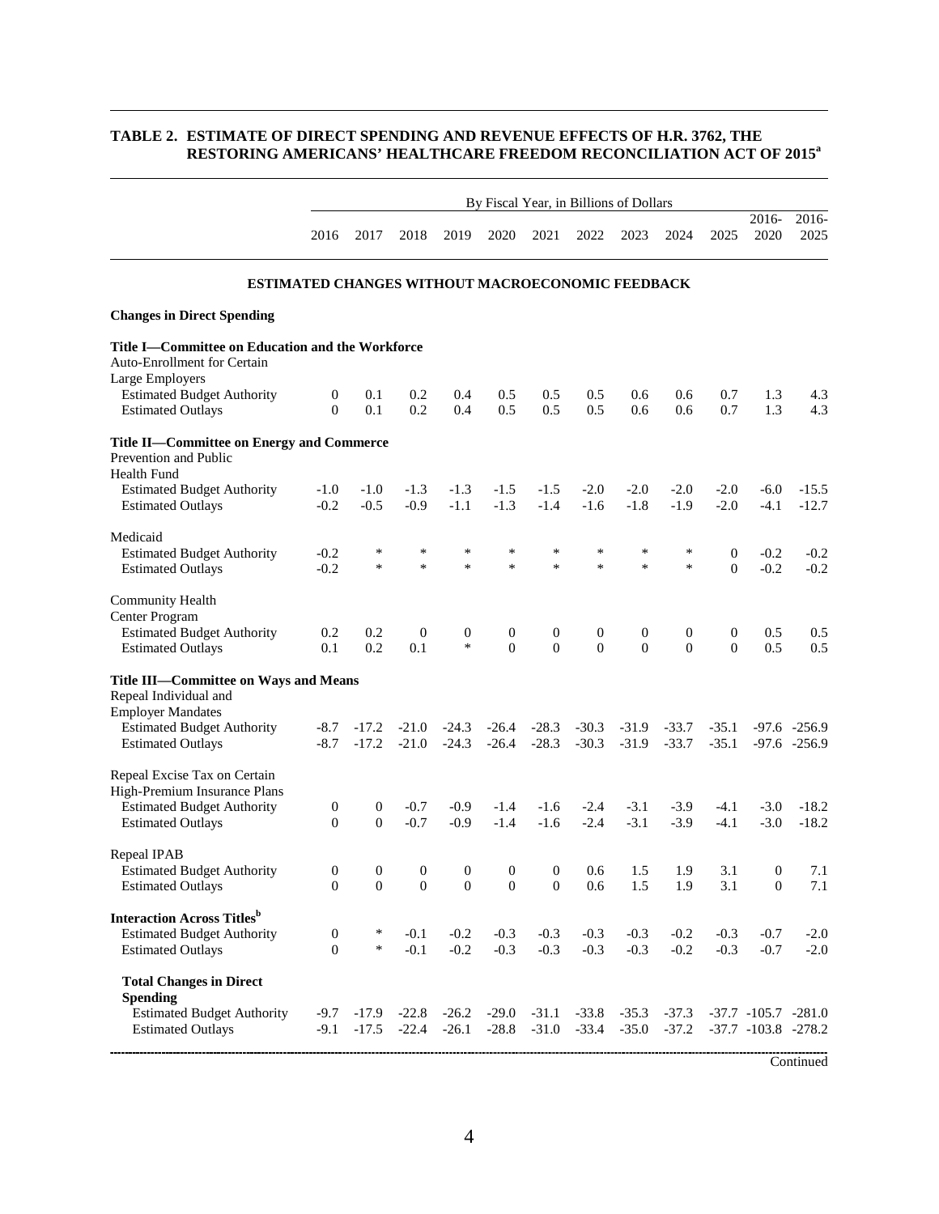## TABLE 2. ESTIMATE OF DIRECT SPENDING AND REVENUE EFFECTS OF H.R. 3762, THE RESTORING AMERICANS' HEALTHCARE FREEDOM RECONCILIATION ACT OF 2015[a]

| | By Fiscal Year, in Billions of Dollars | | | | | | | | | | | |
|---|---|---|---|---|---|---|---|---|---|---|---|---|
| | 2016 | 2017 | 2018 | 2019 | 2020 | 2021 | 2022 | 2023 | 2024 | 2025 | 2016-2020 | 2016-2025 |
| **ESTIMATED CHANGES WITHOUT MACROECONOMIC FEEDBACK** | | | | | | | | | | | | |
| **Changes in Direct Spending** | | | | | | | | | | | | |
| **Title I—Committee on Education and the Workforce** | | | | | | | | | | | | |
| Auto-Enrollment for Certain Large Employers | | | | | | | | | | | | |
| Estimated Budget Authority | 0 | 0.1 | 0.2 | 0.4 | 0.5 | 0.5 | 0.5 | 0.6 | 0.6 | 0.7 | 1.3 | 4.3 |
| Estimated Outlays | 0 | 0.1 | 0.2 | 0.4 | 0.5 | 0.5 | 0.5 | 0.6 | 0.6 | 0.7 | 1.3 | 4.3 |
| **Title II—Committee on Energy and Commerce** | | | | | | | | | | | | |
| Prevention and Public Health Fund | | | | | | | | | | | | |
| Estimated Budget Authority | -1.0 | -1.0 | -1.3 | -1.3 | -1.5 | -1.5 | -2.0 | -2.0 | -2.0 | -2.0 | -6.0 | -15.5 |
| Estimated Outlays | -0.2 | -0.5 | -0.9 | -1.1 | -1.3 | -1.4 | -1.6 | -1.8 | -1.9 | -2.0 | -4.1 | -12.7 |
| Medicaid | | | | | | | | | | | | |
| Estimated Budget Authority | -0.2 | * | * | * | * | * | * | * | * | 0 | -0.2 | -0.2 |
| Estimated Outlays | -0.2 | * | * | * | * | * | * | * | * | 0 | -0.2 | -0.2 |
| Community Health Center Program | | | | | | | | | | | | |
| Estimated Budget Authority | 0.2 | 0.2 | 0 | 0 | 0 | 0 | 0 | 0 | 0 | 0 | 0.5 | 0.5 |
| Estimated Outlays | 0.1 | 0.2 | 0.1 | * | 0 | 0 | 0 | 0 | 0 | 0 | 0.5 | 0.5 |
| **Title III—Committee on Ways and Means** | | | | | | | | | | | | |
| Repeal Individual and Employer Mandates | | | | | | | | | | | | |
| Estimated Budget Authority | -8.7 | -17.2 | -21.0 | -24.3 | -26.4 | -28.3 | -30.3 | -31.9 | -33.7 | -35.1 | -97.6 | -256.9 |
| Estimated Outlays | -8.7 | -17.2 | -21.0 | -24.3 | -26.4 | -28.3 | -30.3 | -31.9 | -33.7 | -35.1 | -97.6 | -256.9 |
| Repeal Excise Tax on Certain High-Premium Insurance Plans | | | | | | | | | | | | |
| Estimated Budget Authority | 0 | 0 | -0.7 | -0.9 | -1.4 | -1.6 | -2.4 | -3.1 | -3.9 | -4.1 | -3.0 | -18.2 |
| Estimated Outlays | 0 | 0 | -0.7 | -0.9 | -1.4 | -1.6 | -2.4 | -3.1 | -3.9 | -4.1 | -3.0 | -18.2 |
| Repeal IPAB | | | | | | | | | | | | |
| Estimated Budget Authority | 0 | 0 | 0 | 0 | 0 | 0 | 0.6 | 1.5 | 1.9 | 3.1 | 0 | 7.1 |
| Estimated Outlays | 0 | 0 | 0 | 0 | 0 | 0 | 0.6 | 1.5 | 1.9 | 3.1 | 0 | 7.1 |
| **Interaction Across Titles[b]** | | | | | | | | | | | | |
| Estimated Budget Authority | 0 | * | -0.1 | -0.2 | -0.3 | -0.3 | -0.3 | -0.3 | -0.2 | -0.3 | -0.7 | -2.0 |
| Estimated Outlays | 0 | * | -0.1 | -0.2 | -0.3 | -0.3 | -0.3 | -0.3 | -0.2 | -0.3 | -0.7 | -2.0 |
| **Total Changes in Direct Spending** | | | | | | | | | | | | |
| Estimated Budget Authority | -9.7 | -17.9 | -22.8 | -26.2 | -29.0 | -31.1 | -33.8 | -35.3 | -37.3 | -37.7 | -105.7 | -281.0 |
| Estimated Outlays | -9.1 | -17.5 | -22.4 | -26.1 | -28.8 | -31.0 | -33.4 | -35.0 | -37.2 | -37.7 | -103.8 | -278.2 |

Continued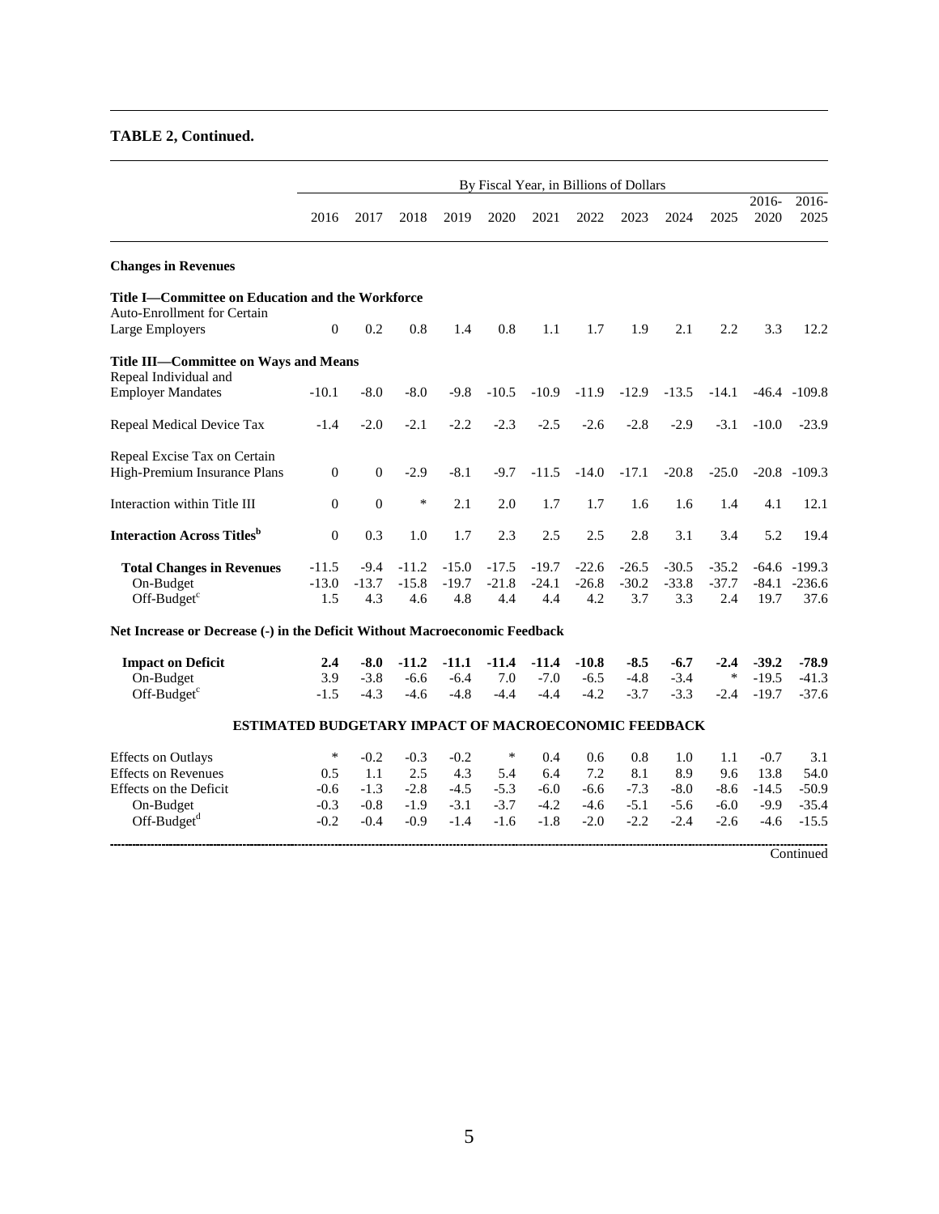**TABLE 2, Continued.**

| | By Fiscal Year, in Billions of Dollars | | | | | | | | | | | |
|---|---|---|---|---|---|---|---|---|---|---|---|---|
| | 2016 | 2017 | 2018 | 2019 | 2020 | 2021 | 2022 | 2023 | 2024 | 2025 | 2016-2020 | 2016-2025 |
| **Changes in Revenues** | | | | | | | | | | | | |
| **Title I—Committee on Education and the Workforce** | | | | | | | | | | | | |
| Auto-Enrollment for Certain Large Employers | 0 | 0.2 | 0.8 | 1.4 | 0.8 | 1.1 | 1.7 | 1.9 | 2.1 | 2.2 | 3.3 | 12.2 |
| **Title III—Committee on Ways and Means** | | | | | | | | | | | | |
| Repeal Individual and Employer Mandates | -10.1 | -8.0 | -8.0 | -9.8 | -10.5 | -10.9 | -11.9 | -12.9 | -13.5 | -14.1 | -46.4 | -109.8 |
| Repeal Medical Device Tax | -1.4 | -2.0 | -2.1 | -2.2 | -2.3 | -2.5 | -2.6 | -2.8 | -2.9 | -3.1 | -10.0 | -23.9 |
| Repeal Excise Tax on Certain High-Premium Insurance Plans | 0 | 0 | -2.9 | -8.1 | -9.7 | -11.5 | -14.0 | -17.1 | -20.8 | -25.0 | -20.8 | -109.3 |
| Interaction within Title III | 0 | 0 | * | 2.1 | 2.0 | 1.7 | 1.7 | 1.6 | 1.6 | 1.4 | 4.1 | 12.1 |
| **Interaction Across Titles**[b] | 0 | 0.3 | 1.0 | 1.7 | 2.3 | 2.5 | 2.5 | 2.8 | 3.1 | 3.4 | 5.2 | 19.4 |
| **Total Changes in Revenues** | -11.5 | -9.4 | -11.2 | -15.0 | -17.5 | -19.7 | -22.6 | -26.5 | -30.5 | -35.2 | -64.6 | -199.3 |
| On-Budget | -13.0 | -13.7 | -15.8 | -19.7 | -21.8 | -24.1 | -26.8 | -30.2 | -33.8 | -37.7 | -84.1 | -236.6 |
| Off-Budget[c] | 1.5 | 4.3 | 4.6 | 4.8 | 4.4 | 4.4 | 4.2 | 3.7 | 3.3 | 2.4 | 19.7 | 37.6 |
| **Net Increase or Decrease (-) in the Deficit Without Macroeconomic Feedback** | | | | | | | | | | | | |
| **Impact on Deficit** | **2.4** | **-8.0** | **-11.2** | **-11.1** | **-11.4** | **-11.4** | **-10.8** | **-8.5** | **-6.7** | **-2.4** | **-39.2** | **-78.9** |
| On-Budget | 3.9 | -3.8 | -6.6 | -6.4 | 7.0 | -7.0 | -6.5 | -4.8 | -3.4 | * | -19.5 | -41.3 |
| Off-Budget[c] | -1.5 | -4.3 | -4.6 | -4.8 | -4.4 | -4.4 | -4.2 | -3.7 | -3.3 | -2.4 | -19.7 | -37.6 |
| **ESTIMATED BUDGETARY IMPACT OF MACROECONOMIC FEEDBACK** | | | | | | | | | | | | |
| Effects on Outlays | * | -0.2 | -0.3 | -0.2 | * | 0.4 | 0.6 | 0.8 | 1.0 | 1.1 | -0.7 | 3.1 |
| Effects on Revenues | 0.5 | 1.1 | 2.5 | 4.3 | 5.4 | 6.4 | 7.2 | 8.1 | 8.9 | 9.6 | 13.8 | 54.0 |
| Effects on the Deficit | -0.6 | -1.3 | -2.8 | -4.5 | -5.3 | -6.0 | -6.6 | -7.3 | -8.0 | -8.6 | -14.5 | -50.9 |
| On-Budget | -0.3 | -0.8 | -1.9 | -3.1 | -3.7 | -4.2 | -4.6 | -5.1 | -5.6 | -6.0 | -9.9 | -35.4 |
| Off-Budget[d] | -0.2 | -0.4 | -0.9 | -1.4 | -1.6 | -1.8 | -2.0 | -2.2 | -2.4 | -2.6 | -4.6 | -15.5 |

Continued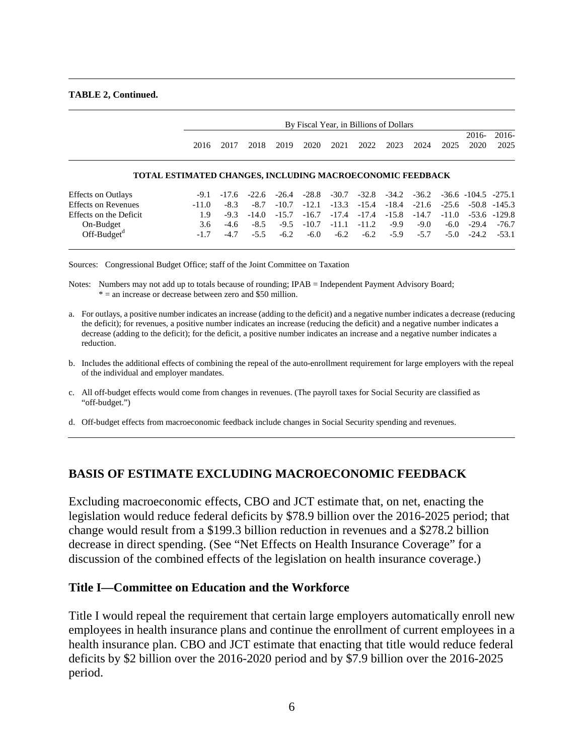**TABLE 2, Continued.**

| | By Fiscal Year, in Billions of Dollars | | | | | | | | | | | |
|---|---|---|---|---|---|---|---|---|---|---|---|---|
| | 2016 | 2017 | 2018 | 2019 | 2020 | 2021 | 2022 | 2023 | 2024 | 2025 | 2016-2020 | 2016-2025 |
| **TOTAL ESTIMATED CHANGES, INCLUDING MACROECONOMIC FEEDBACK** | | | | | | | | | | | | |
| Effects on Outlays | -9.1 | -17.6 | -22.6 | -26.4 | -28.8 | -30.7 | -32.8 | -34.2 | -36.2 | -36.6 | -104.5 | -275.1 |
| Effects on Revenues | -11.0 | -8.3 | -8.7 | -10.7 | -12.1 | -13.3 | -15.4 | -18.4 | -21.6 | -25.6 | -50.8 | -145.3 |
| Effects on the Deficit | 1.9 | -9.3 | -14.0 | -15.7 | -16.7 | -17.4 | -17.4 | -15.8 | -14.7 | -11.0 | -53.6 | -129.8 |
| On-Budget | 3.6 | -4.6 | -8.5 | -9.5 | -10.7 | -11.1 | -11.2 | -9.9 | -9.0 | -6.0 | -29.4 | -76.7 |
| Off-Budget[d] | -1.7 | -4.7 | -5.5 | -6.2 | -6.0 | -6.2 | -6.2 | -5.9 | -5.7 | -5.0 | -24.2 | -53.1 |

Sources: Congressional Budget Office; staff of the Joint Committee on Taxation

Notes: Numbers may not add up to totals because of rounding; IPAB = Independent Payment Advisory Board;
* = an increase or decrease between zero and $50 million.

a. For outlays, a positive number indicates an increase (adding to the deficit) and a negative number indicates a decrease (reducing the deficit); for revenues, a positive number indicates an increase (reducing the deficit) and a negative number indicates a decrease (adding to the deficit); for the deficit, a positive number indicates an increase and a negative number indicates a reduction.

b. Includes the additional effects of combining the repeal of the auto-enrollment requirement for large employers with the repeal of the individual and employer mandates.

c. All off-budget effects would come from changes in revenues. (The payroll taxes for Social Security are classified as "off-budget.")

d. Off-budget effects from macroeconomic feedback include changes in Social Security spending and revenues.

## BASIS OF ESTIMATE EXCLUDING MACROECONOMIC FEEDBACK

Excluding macroeconomic effects, CBO and JCT estimate that, on net, enacting the legislation would reduce federal deficits by $78.9 billion over the 2016-2025 period; that change would result from a $199.3 billion reduction in revenues and a $278.2 billion decrease in direct spending. (See "Net Effects on Health Insurance Coverage" for a discussion of the combined effects of the legislation on health insurance coverage.)

### Title I—Committee on Education and the Workforce

Title I would repeal the requirement that certain large employers automatically enroll new employees in health insurance plans and continue the enrollment of current employees in a health insurance plan. CBO and JCT estimate that enacting that title would reduce federal deficits by $2 billion over the 2016-2020 period and by $7.9 billion over the 2016-2025 period.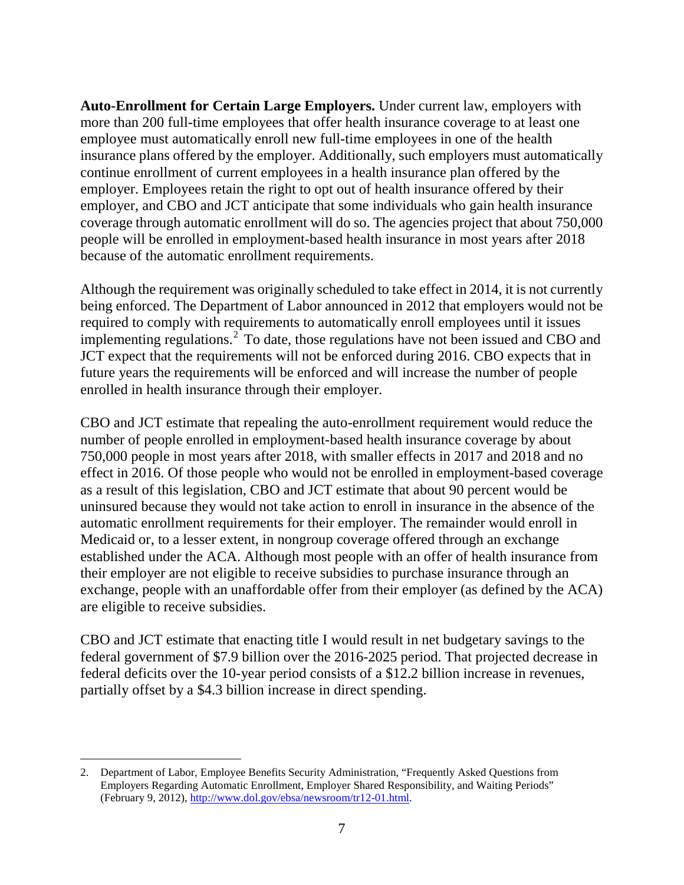**Auto-Enrollment for Certain Large Employers.** Under current law, employers with more than 200 full-time employees that offer health insurance coverage to at least one employee must automatically enroll new full-time employees in one of the health insurance plans offered by the employer. Additionally, such employers must automatically continue enrollment of current employees in a health insurance plan offered by the employer. Employees retain the right to opt out of health insurance offered by their employer, and CBO and JCT anticipate that some individuals who gain health insurance coverage through automatic enrollment will do so. The agencies project that about 750,000 people will be enrolled in employment-based health insurance in most years after 2018 because of the automatic enrollment requirements.

Although the requirement was originally scheduled to take effect in 2014, it is not currently being enforced. The Department of Labor announced in 2012 that employers would not be required to comply with requirements to automatically enroll employees until it issues implementing regulations.[2] To date, those regulations have not been issued and CBO and JCT expect that the requirements will not be enforced during 2016. CBO expects that in future years the requirements will be enforced and will increase the number of people enrolled in health insurance through their employer.

CBO and JCT estimate that repealing the auto-enrollment requirement would reduce the number of people enrolled in employment-based health insurance coverage by about 750,000 people in most years after 2018, with smaller effects in 2017 and 2018 and no effect in 2016. Of those people who would not be enrolled in employment-based coverage as a result of this legislation, CBO and JCT estimate that about 90 percent would be uninsured because they would not take action to enroll in insurance in the absence of the automatic enrollment requirements for their employer. The remainder would enroll in Medicaid or, to a lesser extent, in nongroup coverage offered through an exchange established under the ACA. Although most people with an offer of health insurance from their employer are not eligible to receive subsidies to purchase insurance through an exchange, people with an unaffordable offer from their employer (as defined by the ACA) are eligible to receive subsidies.

CBO and JCT estimate that enacting title I would result in net budgetary savings to the federal government of $7.9 billion over the 2016-2025 period. That projected decrease in federal deficits over the 10-year period consists of a $12.2 billion increase in revenues, partially offset by a $4.3 billion increase in direct spending.

---

2. Department of Labor, Employee Benefits Security Administration, "Frequently Asked Questions from Employers Regarding Automatic Enrollment, Employer Shared Responsibility, and Waiting Periods" (February 9, 2012), http://www.dol.gov/ebsa/newsroom/tr12-01.html.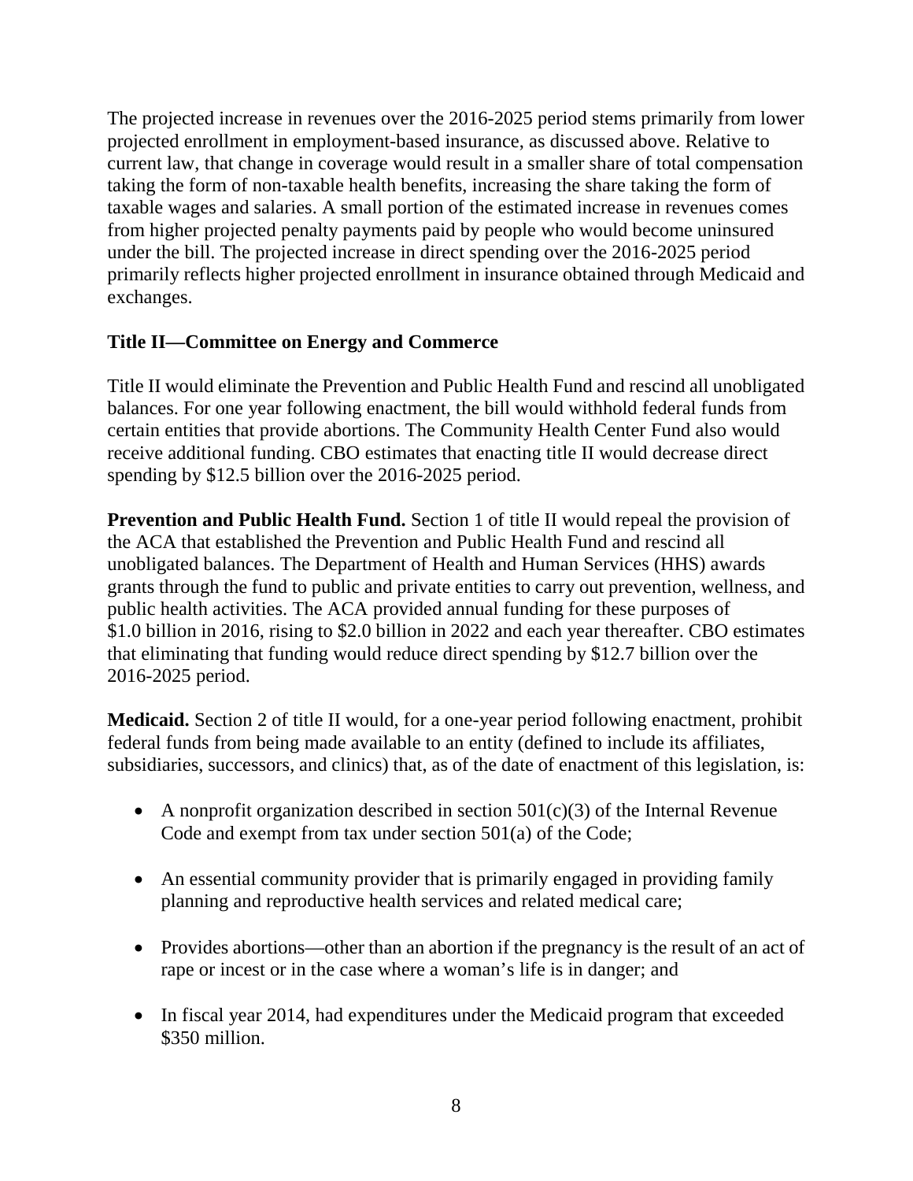The projected increase in revenues over the 2016-2025 period stems primarily from lower projected enrollment in employment-based insurance, as discussed above. Relative to current law, that change in coverage would result in a smaller share of total compensation taking the form of non-taxable health benefits, increasing the share taking the form of taxable wages and salaries. A small portion of the estimated increase in revenues comes from higher projected penalty payments paid by people who would become uninsured under the bill. The projected increase in direct spending over the 2016-2025 period primarily reflects higher projected enrollment in insurance obtained through Medicaid and exchanges.

## Title II—Committee on Energy and Commerce

Title II would eliminate the Prevention and Public Health Fund and rescind all unobligated balances. For one year following enactment, the bill would withhold federal funds from certain entities that provide abortions. The Community Health Center Fund also would receive additional funding. CBO estimates that enacting title II would decrease direct spending by $12.5 billion over the 2016-2025 period.

**Prevention and Public Health Fund.** Section 1 of title II would repeal the provision of the ACA that established the Prevention and Public Health Fund and rescind all unobligated balances. The Department of Health and Human Services (HHS) awards grants through the fund to public and private entities to carry out prevention, wellness, and public health activities. The ACA provided annual funding for these purposes of $1.0 billion in 2016, rising to $2.0 billion in 2022 and each year thereafter. CBO estimates that eliminating that funding would reduce direct spending by $12.7 billion over the 2016-2025 period.

**Medicaid.** Section 2 of title II would, for a one-year period following enactment, prohibit federal funds from being made available to an entity (defined to include its affiliates, subsidiaries, successors, and clinics) that, as of the date of enactment of this legislation, is:

- A nonprofit organization described in section 501(c)(3) of the Internal Revenue Code and exempt from tax under section 501(a) of the Code;
- An essential community provider that is primarily engaged in providing family planning and reproductive health services and related medical care;
- Provides abortions—other than an abortion if the pregnancy is the result of an act of rape or incest or in the case where a woman's life is in danger; and
- In fiscal year 2014, had expenditures under the Medicaid program that exceeded $350 million.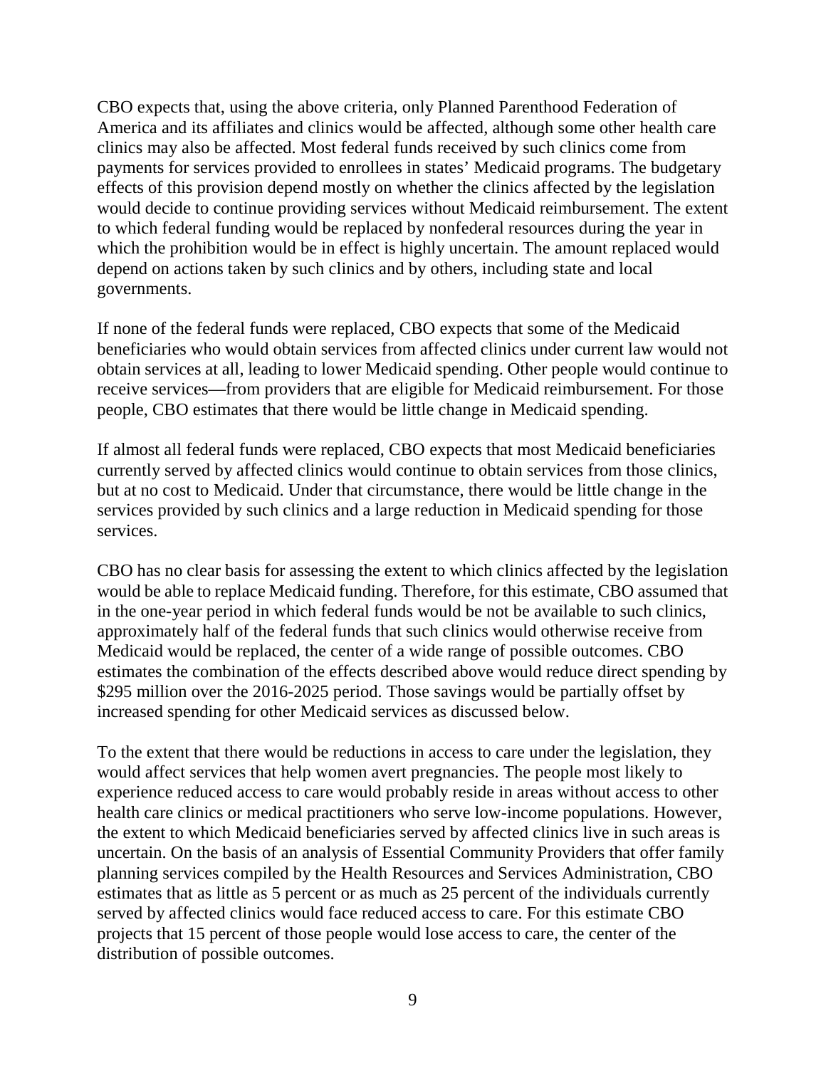CBO expects that, using the above criteria, only Planned Parenthood Federation of America and its affiliates and clinics would be affected, although some other health care clinics may also be affected. Most federal funds received by such clinics come from payments for services provided to enrollees in states' Medicaid programs. The budgetary effects of this provision depend mostly on whether the clinics affected by the legislation would decide to continue providing services without Medicaid reimbursement. The extent to which federal funding would be replaced by nonfederal resources during the year in which the prohibition would be in effect is highly uncertain. The amount replaced would depend on actions taken by such clinics and by others, including state and local governments.

If none of the federal funds were replaced, CBO expects that some of the Medicaid beneficiaries who would obtain services from affected clinics under current law would not obtain services at all, leading to lower Medicaid spending. Other people would continue to receive services—from providers that are eligible for Medicaid reimbursement. For those people, CBO estimates that there would be little change in Medicaid spending.

If almost all federal funds were replaced, CBO expects that most Medicaid beneficiaries currently served by affected clinics would continue to obtain services from those clinics, but at no cost to Medicaid. Under that circumstance, there would be little change in the services provided by such clinics and a large reduction in Medicaid spending for those services.

CBO has no clear basis for assessing the extent to which clinics affected by the legislation would be able to replace Medicaid funding. Therefore, for this estimate, CBO assumed that in the one-year period in which federal funds would be not be available to such clinics, approximately half of the federal funds that such clinics would otherwise receive from Medicaid would be replaced, the center of a wide range of possible outcomes. CBO estimates the combination of the effects described above would reduce direct spending by $295 million over the 2016-2025 period. Those savings would be partially offset by increased spending for other Medicaid services as discussed below.

To the extent that there would be reductions in access to care under the legislation, they would affect services that help women avert pregnancies. The people most likely to experience reduced access to care would probably reside in areas without access to other health care clinics or medical practitioners who serve low-income populations. However, the extent to which Medicaid beneficiaries served by affected clinics live in such areas is uncertain. On the basis of an analysis of Essential Community Providers that offer family planning services compiled by the Health Resources and Services Administration, CBO estimates that as little as 5 percent or as much as 25 percent of the individuals currently served by affected clinics would face reduced access to care. For this estimate CBO projects that 15 percent of those people would lose access to care, the center of the distribution of possible outcomes.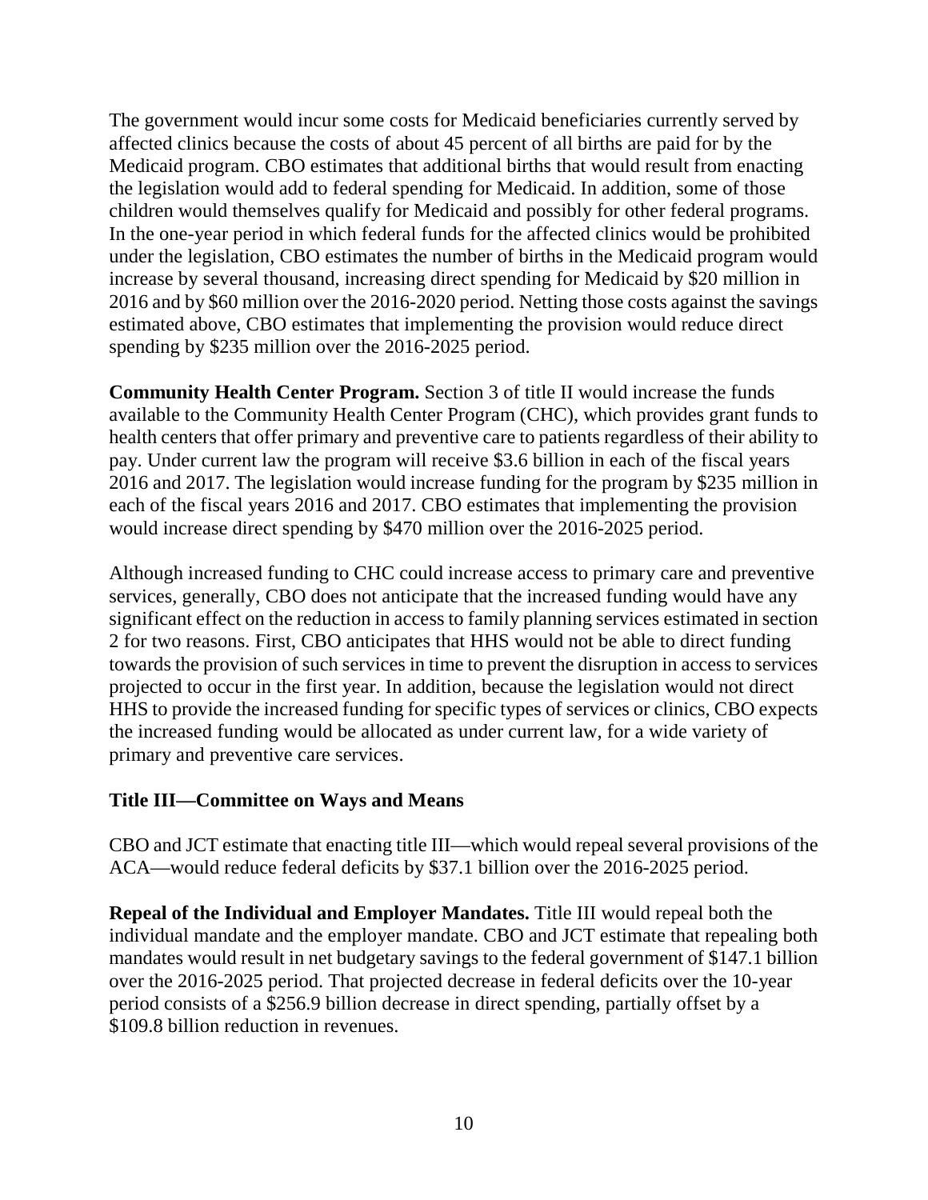The government would incur some costs for Medicaid beneficiaries currently served by affected clinics because the costs of about 45 percent of all births are paid for by the Medicaid program. CBO estimates that additional births that would result from enacting the legislation would add to federal spending for Medicaid. In addition, some of those children would themselves qualify for Medicaid and possibly for other federal programs. In the one-year period in which federal funds for the affected clinics would be prohibited under the legislation, CBO estimates the number of births in the Medicaid program would increase by several thousand, increasing direct spending for Medicaid by $20 million in 2016 and by $60 million over the 2016-2020 period. Netting those costs against the savings estimated above, CBO estimates that implementing the provision would reduce direct spending by $235 million over the 2016-2025 period.

**Community Health Center Program.** Section 3 of title II would increase the funds available to the Community Health Center Program (CHC), which provides grant funds to health centers that offer primary and preventive care to patients regardless of their ability to pay. Under current law the program will receive $3.6 billion in each of the fiscal years 2016 and 2017. The legislation would increase funding for the program by $235 million in each of the fiscal years 2016 and 2017. CBO estimates that implementing the provision would increase direct spending by $470 million over the 2016-2025 period.

Although increased funding to CHC could increase access to primary care and preventive services, generally, CBO does not anticipate that the increased funding would have any significant effect on the reduction in access to family planning services estimated in section 2 for two reasons. First, CBO anticipates that HHS would not be able to direct funding towards the provision of such services in time to prevent the disruption in access to services projected to occur in the first year. In addition, because the legislation would not direct HHS to provide the increased funding for specific types of services or clinics, CBO expects the increased funding would be allocated as under current law, for a wide variety of primary and preventive care services.

### Title III—Committee on Ways and Means

CBO and JCT estimate that enacting title III—which would repeal several provisions of the ACA—would reduce federal deficits by $37.1 billion over the 2016-2025 period.

**Repeal of the Individual and Employer Mandates.** Title III would repeal both the individual mandate and the employer mandate. CBO and JCT estimate that repealing both mandates would result in net budgetary savings to the federal government of $147.1 billion over the 2016-2025 period. That projected decrease in federal deficits over the 10-year period consists of a $256.9 billion decrease in direct spending, partially offset by a $109.8 billion reduction in revenues.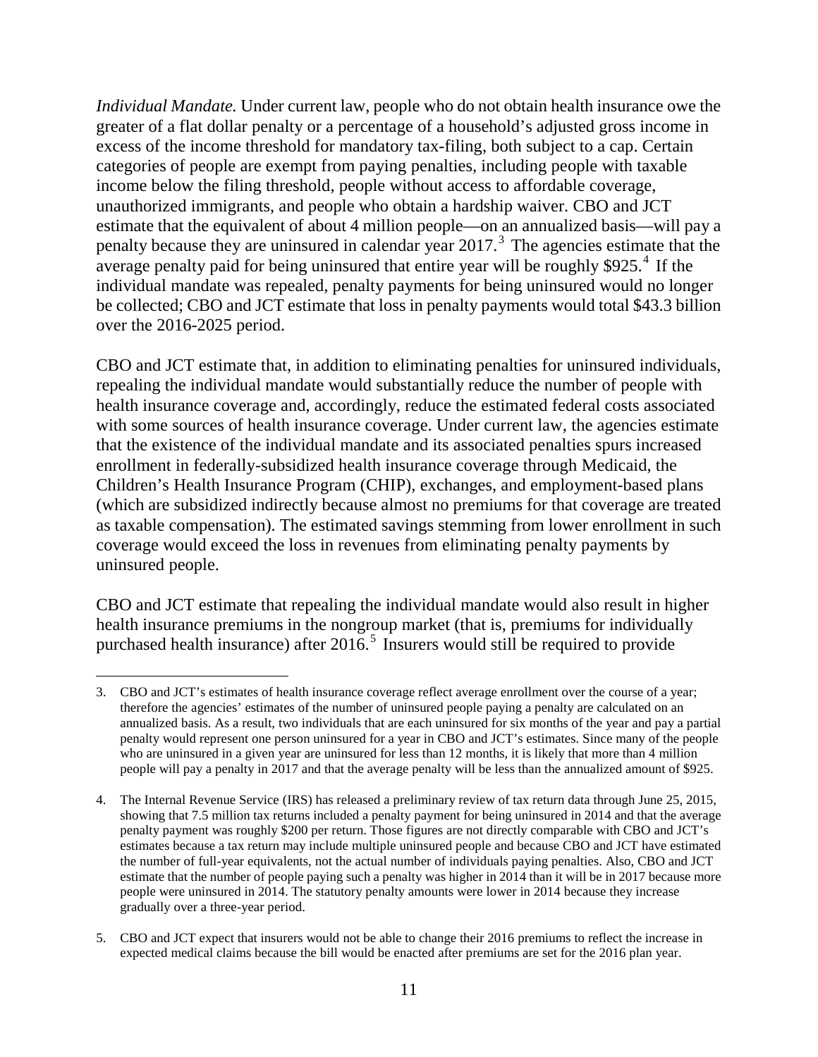*Individual Mandate.* Under current law, people who do not obtain health insurance owe the greater of a flat dollar penalty or a percentage of a household's adjusted gross income in excess of the income threshold for mandatory tax-filing, both subject to a cap. Certain categories of people are exempt from paying penalties, including people with taxable income below the filing threshold, people without access to affordable coverage, unauthorized immigrants, and people who obtain a hardship waiver. CBO and JCT estimate that the equivalent of about 4 million people—on an annualized basis—will pay a penalty because they are uninsured in calendar year 2017.[3] The agencies estimate that the average penalty paid for being uninsured that entire year will be roughly $925.[4] If the individual mandate was repealed, penalty payments for being uninsured would no longer be collected; CBO and JCT estimate that loss in penalty payments would total $43.3 billion over the 2016-2025 period.

CBO and JCT estimate that, in addition to eliminating penalties for uninsured individuals, repealing the individual mandate would substantially reduce the number of people with health insurance coverage and, accordingly, reduce the estimated federal costs associated with some sources of health insurance coverage. Under current law, the agencies estimate that the existence of the individual mandate and its associated penalties spurs increased enrollment in federally-subsidized health insurance coverage through Medicaid, the Children's Health Insurance Program (CHIP), exchanges, and employment-based plans (which are subsidized indirectly because almost no premiums for that coverage are treated as taxable compensation). The estimated savings stemming from lower enrollment in such coverage would exceed the loss in revenues from eliminating penalty payments by uninsured people.

CBO and JCT estimate that repealing the individual mandate would also result in higher health insurance premiums in the nongroup market (that is, premiums for individually purchased health insurance) after 2016.[5] Insurers would still be required to provide

---

3. CBO and JCT's estimates of health insurance coverage reflect average enrollment over the course of a year; therefore the agencies' estimates of the number of uninsured people paying a penalty are calculated on an annualized basis. As a result, two individuals that are each uninsured for six months of the year and pay a partial penalty would represent one person uninsured for a year in CBO and JCT's estimates. Since many of the people who are uninsured in a given year are uninsured for less than 12 months, it is likely that more than 4 million people will pay a penalty in 2017 and that the average penalty will be less than the annualized amount of $925.

4. The Internal Revenue Service (IRS) has released a preliminary review of tax return data through June 25, 2015, showing that 7.5 million tax returns included a penalty payment for being uninsured in 2014 and that the average penalty payment was roughly $200 per return. Those figures are not directly comparable with CBO and JCT's estimates because a tax return may include multiple uninsured people and because CBO and JCT have estimated the number of full-year equivalents, not the actual number of individuals paying penalties. Also, CBO and JCT estimate that the number of people paying such a penalty was higher in 2014 than it will be in 2017 because more people were uninsured in 2014. The statutory penalty amounts were lower in 2014 because they increase gradually over a three-year period.

5. CBO and JCT expect that insurers would not be able to change their 2016 premiums to reflect the increase in expected medical claims because the bill would be enacted after premiums are set for the 2016 plan year.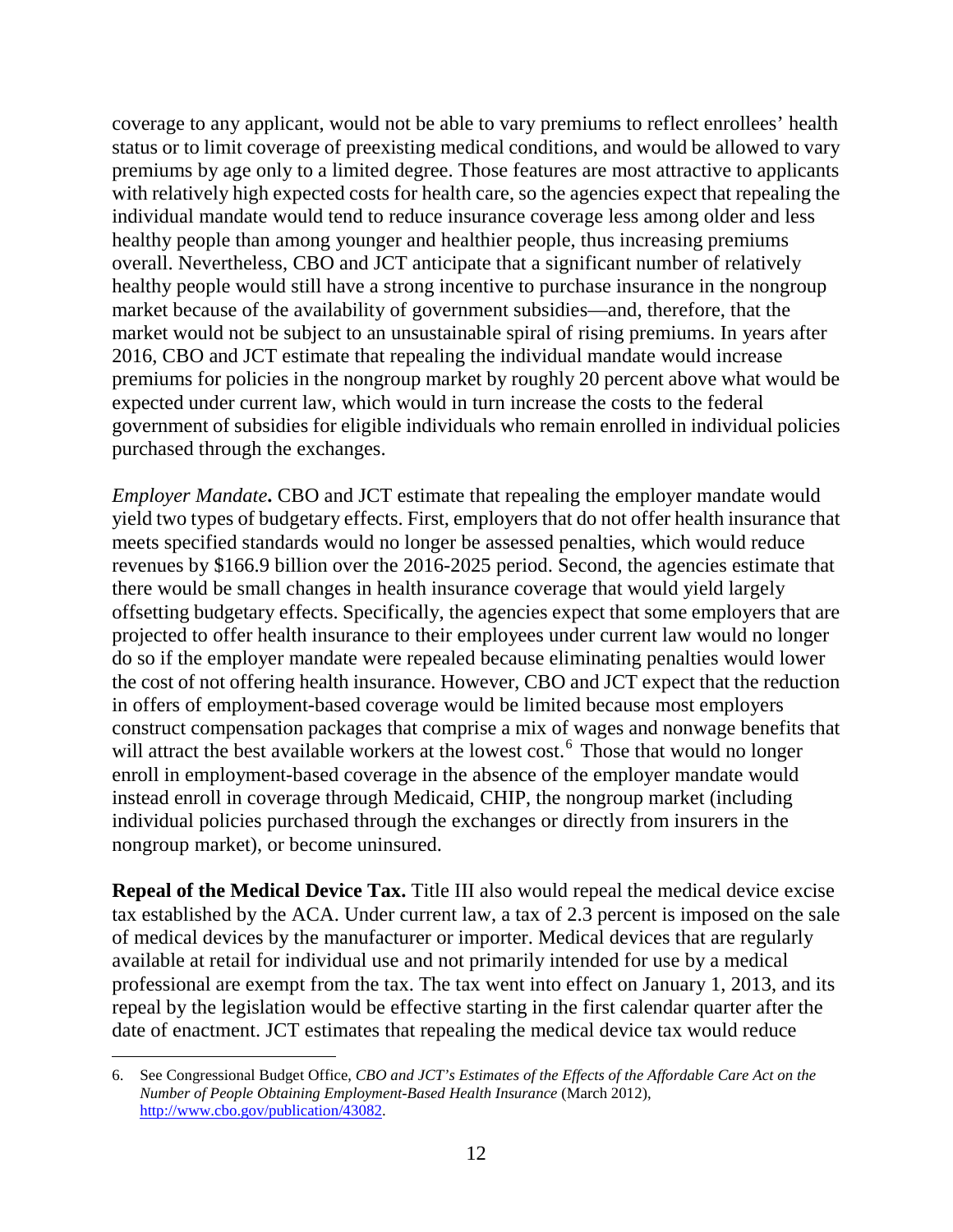coverage to any applicant, would not be able to vary premiums to reflect enrollees' health status or to limit coverage of preexisting medical conditions, and would be allowed to vary premiums by age only to a limited degree. Those features are most attractive to applicants with relatively high expected costs for health care, so the agencies expect that repealing the individual mandate would tend to reduce insurance coverage less among older and less healthy people than among younger and healthier people, thus increasing premiums overall. Nevertheless, CBO and JCT anticipate that a significant number of relatively healthy people would still have a strong incentive to purchase insurance in the nongroup market because of the availability of government subsidies—and, therefore, that the market would not be subject to an unsustainable spiral of rising premiums. In years after 2016, CBO and JCT estimate that repealing the individual mandate would increase premiums for policies in the nongroup market by roughly 20 percent above what would be expected under current law, which would in turn increase the costs to the federal government of subsidies for eligible individuals who remain enrolled in individual policies purchased through the exchanges.

*Employer Mandate***.** CBO and JCT estimate that repealing the employer mandate would yield two types of budgetary effects. First, employers that do not offer health insurance that meets specified standards would no longer be assessed penalties, which would reduce revenues by $166.9 billion over the 2016-2025 period. Second, the agencies estimate that there would be small changes in health insurance coverage that would yield largely offsetting budgetary effects. Specifically, the agencies expect that some employers that are projected to offer health insurance to their employees under current law would no longer do so if the employer mandate were repealed because eliminating penalties would lower the cost of not offering health insurance. However, CBO and JCT expect that the reduction in offers of employment-based coverage would be limited because most employers construct compensation packages that comprise a mix of wages and nonwage benefits that will attract the best available workers at the lowest cost.[6] Those that would no longer enroll in employment-based coverage in the absence of the employer mandate would instead enroll in coverage through Medicaid, CHIP, the nongroup market (including individual policies purchased through the exchanges or directly from insurers in the nongroup market), or become uninsured.

**Repeal of the Medical Device Tax.** Title III also would repeal the medical device excise tax established by the ACA. Under current law, a tax of 2.3 percent is imposed on the sale of medical devices by the manufacturer or importer. Medical devices that are regularly available at retail for individual use and not primarily intended for use by a medical professional are exempt from the tax. The tax went into effect on January 1, 2013, and its repeal by the legislation would be effective starting in the first calendar quarter after the date of enactment. JCT estimates that repealing the medical device tax would reduce

---

6. See Congressional Budget Office, *CBO and JCT's Estimates of the Effects of the Affordable Care Act on the Number of People Obtaining Employment-Based Health Insurance* (March 2012), http://www.cbo.gov/publication/43082.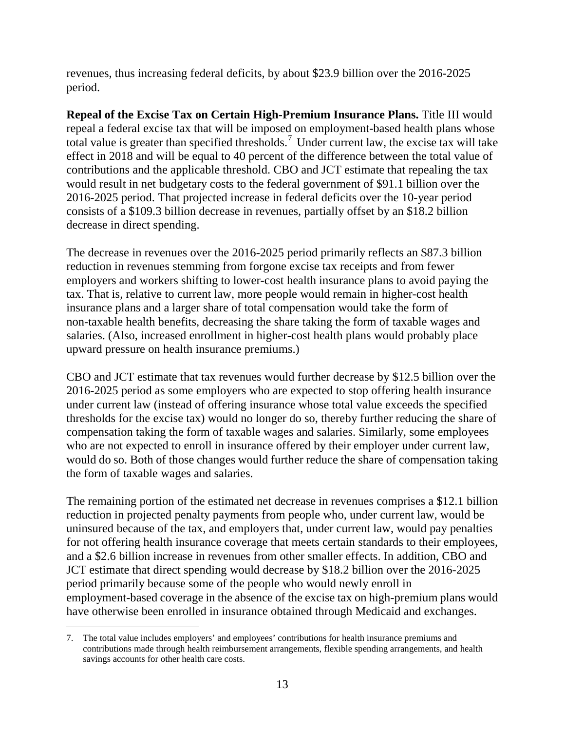revenues, thus increasing federal deficits, by about $23.9 billion over the 2016-2025 period.

**Repeal of the Excise Tax on Certain High-Premium Insurance Plans.** Title III would repeal a federal excise tax that will be imposed on employment-based health plans whose total value is greater than specified thresholds.[7] Under current law, the excise tax will take effect in 2018 and will be equal to 40 percent of the difference between the total value of contributions and the applicable threshold. CBO and JCT estimate that repealing the tax would result in net budgetary costs to the federal government of $91.1 billion over the 2016-2025 period. That projected increase in federal deficits over the 10-year period consists of a $109.3 billion decrease in revenues, partially offset by an $18.2 billion decrease in direct spending.

The decrease in revenues over the 2016-2025 period primarily reflects an $87.3 billion reduction in revenues stemming from forgone excise tax receipts and from fewer employers and workers shifting to lower-cost health insurance plans to avoid paying the tax. That is, relative to current law, more people would remain in higher-cost health insurance plans and a larger share of total compensation would take the form of non-taxable health benefits, decreasing the share taking the form of taxable wages and salaries. (Also, increased enrollment in higher-cost health plans would probably place upward pressure on health insurance premiums.)

CBO and JCT estimate that tax revenues would further decrease by $12.5 billion over the 2016-2025 period as some employers who are expected to stop offering health insurance under current law (instead of offering insurance whose total value exceeds the specified thresholds for the excise tax) would no longer do so, thereby further reducing the share of compensation taking the form of taxable wages and salaries. Similarly, some employees who are not expected to enroll in insurance offered by their employer under current law, would do so. Both of those changes would further reduce the share of compensation taking the form of taxable wages and salaries.

The remaining portion of the estimated net decrease in revenues comprises a $12.1 billion reduction in projected penalty payments from people who, under current law, would be uninsured because of the tax, and employers that, under current law, would pay penalties for not offering health insurance coverage that meets certain standards to their employees, and a $2.6 billion increase in revenues from other smaller effects. In addition, CBO and JCT estimate that direct spending would decrease by $18.2 billion over the 2016-2025 period primarily because some of the people who would newly enroll in employment-based coverage in the absence of the excise tax on high-premium plans would have otherwise been enrolled in insurance obtained through Medicaid and exchanges.

7. The total value includes employers' and employees' contributions for health insurance premiums and contributions made through health reimbursement arrangements, flexible spending arrangements, and health savings accounts for other health care costs.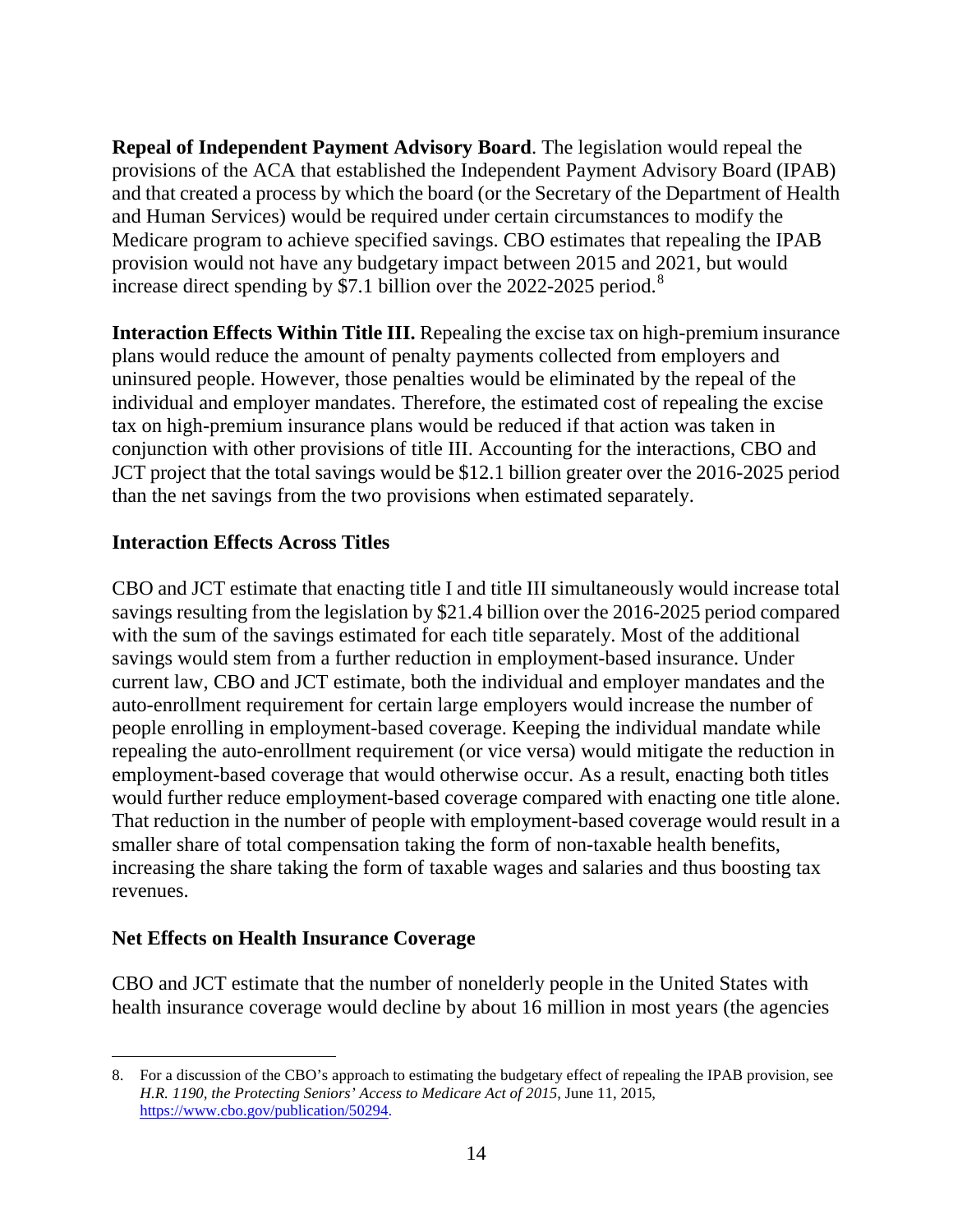**Repeal of Independent Payment Advisory Board**. The legislation would repeal the provisions of the ACA that established the Independent Payment Advisory Board (IPAB) and that created a process by which the board (or the Secretary of the Department of Health and Human Services) would be required under certain circumstances to modify the Medicare program to achieve specified savings. CBO estimates that repealing the IPAB provision would not have any budgetary impact between 2015 and 2021, but would increase direct spending by $7.1 billion over the 2022-2025 period.[8]

**Interaction Effects Within Title III.** Repealing the excise tax on high-premium insurance plans would reduce the amount of penalty payments collected from employers and uninsured people. However, those penalties would be eliminated by the repeal of the individual and employer mandates. Therefore, the estimated cost of repealing the excise tax on high-premium insurance plans would be reduced if that action was taken in conjunction with other provisions of title III. Accounting for the interactions, CBO and JCT project that the total savings would be $12.1 billion greater over the 2016-2025 period than the net savings from the two provisions when estimated separately.

### Interaction Effects Across Titles

CBO and JCT estimate that enacting title I and title III simultaneously would increase total savings resulting from the legislation by $21.4 billion over the 2016-2025 period compared with the sum of the savings estimated for each title separately. Most of the additional savings would stem from a further reduction in employment-based insurance. Under current law, CBO and JCT estimate, both the individual and employer mandates and the auto-enrollment requirement for certain large employers would increase the number of people enrolling in employment-based coverage. Keeping the individual mandate while repealing the auto-enrollment requirement (or vice versa) would mitigate the reduction in employment-based coverage that would otherwise occur. As a result, enacting both titles would further reduce employment-based coverage compared with enacting one title alone. That reduction in the number of people with employment-based coverage would result in a smaller share of total compensation taking the form of non-taxable health benefits, increasing the share taking the form of taxable wages and salaries and thus boosting tax revenues.

### Net Effects on Health Insurance Coverage

CBO and JCT estimate that the number of nonelderly people in the United States with health insurance coverage would decline by about 16 million in most years (the agencies

---

8. For a discussion of the CBO's approach to estimating the budgetary effect of repealing the IPAB provision, see *H.R. 1190, the Protecting Seniors' Access to Medicare Act of 2015*, June 11, 2015, https://www.cbo.gov/publication/50294.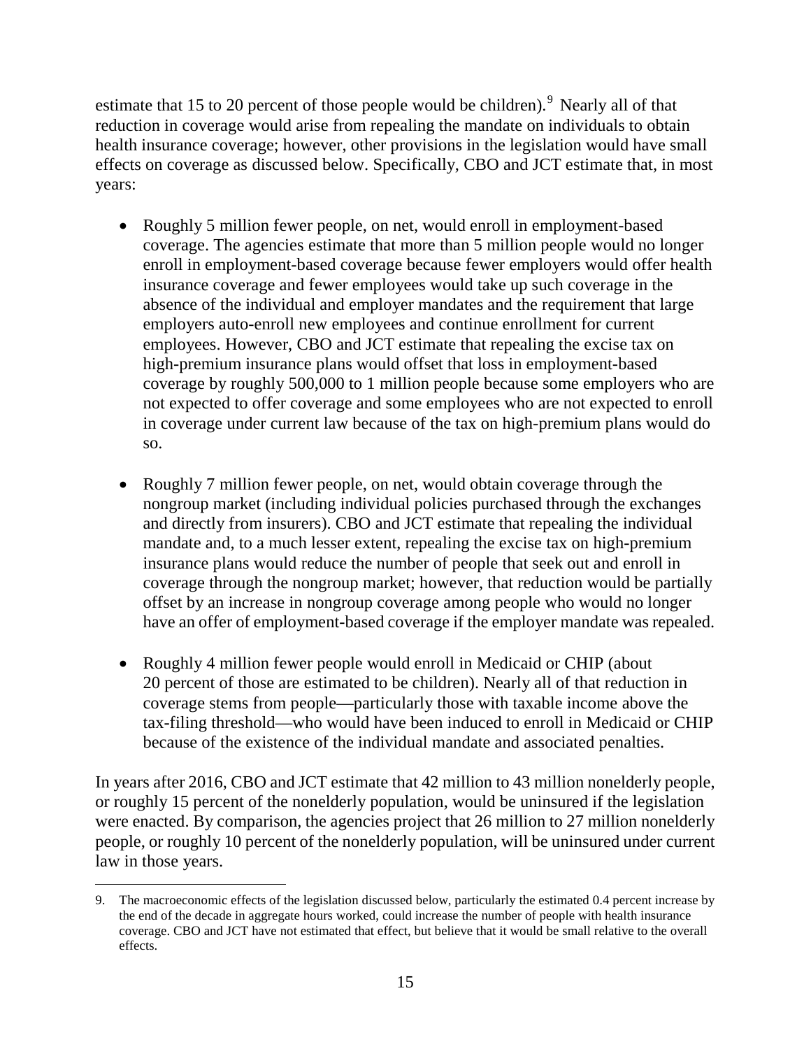estimate that 15 to 20 percent of those people would be children).[9] Nearly all of that reduction in coverage would arise from repealing the mandate on individuals to obtain health insurance coverage; however, other provisions in the legislation would have small effects on coverage as discussed below. Specifically, CBO and JCT estimate that, in most years:

- Roughly 5 million fewer people, on net, would enroll in employment-based coverage. The agencies estimate that more than 5 million people would no longer enroll in employment-based coverage because fewer employers would offer health insurance coverage and fewer employees would take up such coverage in the absence of the individual and employer mandates and the requirement that large employers auto-enroll new employees and continue enrollment for current employees. However, CBO and JCT estimate that repealing the excise tax on high-premium insurance plans would offset that loss in employment-based coverage by roughly 500,000 to 1 million people because some employers who are not expected to offer coverage and some employees who are not expected to enroll in coverage under current law because of the tax on high-premium plans would do so.

- Roughly 7 million fewer people, on net, would obtain coverage through the nongroup market (including individual policies purchased through the exchanges and directly from insurers). CBO and JCT estimate that repealing the individual mandate and, to a much lesser extent, repealing the excise tax on high-premium insurance plans would reduce the number of people that seek out and enroll in coverage through the nongroup market; however, that reduction would be partially offset by an increase in nongroup coverage among people who would no longer have an offer of employment-based coverage if the employer mandate was repealed.

- Roughly 4 million fewer people would enroll in Medicaid or CHIP (about 20 percent of those are estimated to be children). Nearly all of that reduction in coverage stems from people—particularly those with taxable income above the tax-filing threshold—who would have been induced to enroll in Medicaid or CHIP because of the existence of the individual mandate and associated penalties.

In years after 2016, CBO and JCT estimate that 42 million to 43 million nonelderly people, or roughly 15 percent of the nonelderly population, would be uninsured if the legislation were enacted. By comparison, the agencies project that 26 million to 27 million nonelderly people, or roughly 10 percent of the nonelderly population, will be uninsured under current law in those years.

---

9. The macroeconomic effects of the legislation discussed below, particularly the estimated 0.4 percent increase by the end of the decade in aggregate hours worked, could increase the number of people with health insurance coverage. CBO and JCT have not estimated that effect, but believe that it would be small relative to the overall effects.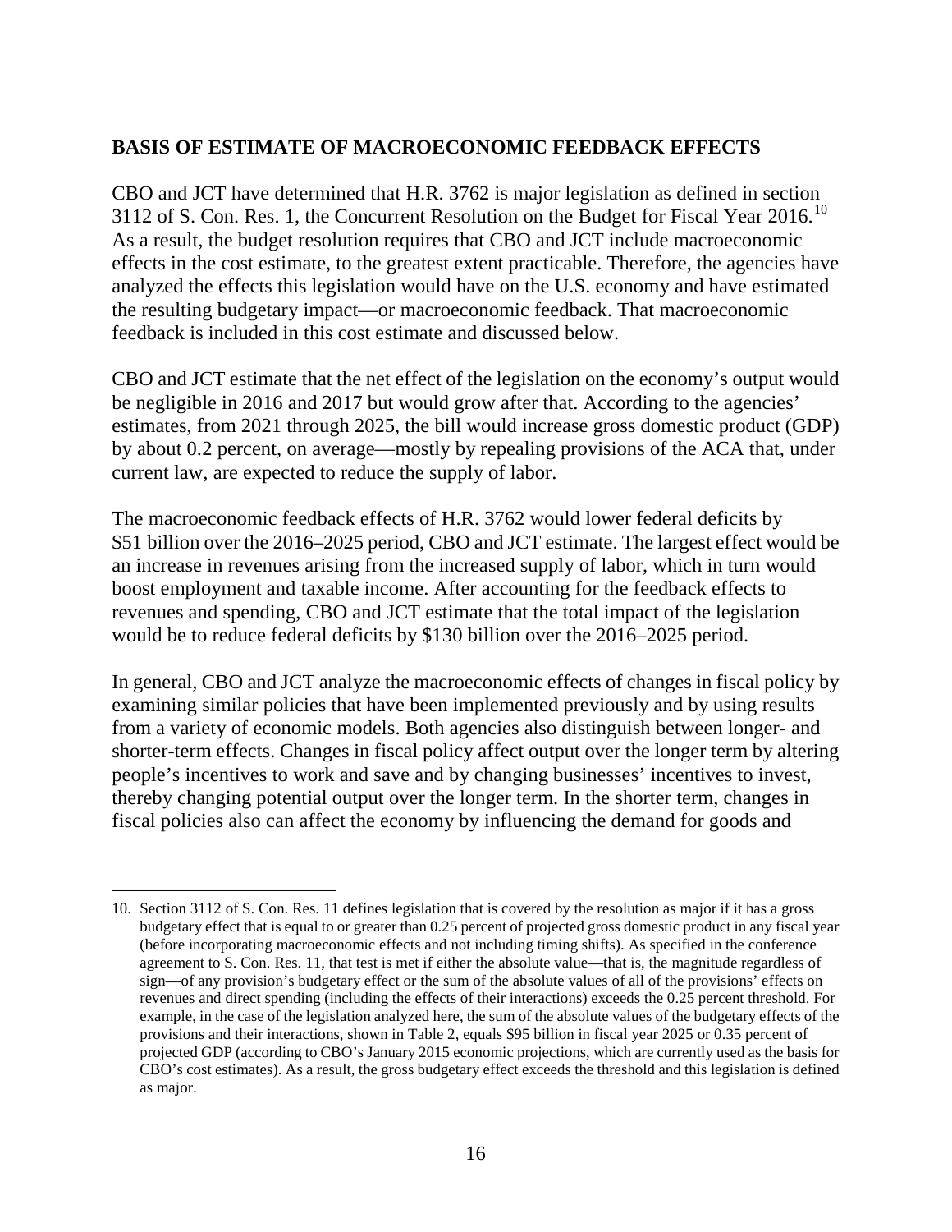## BASIS OF ESTIMATE OF MACROECONOMIC FEEDBACK EFFECTS

CBO and JCT have determined that H.R. 3762 is major legislation as defined in section 3112 of S. Con. Res. 1, the Concurrent Resolution on the Budget for Fiscal Year 2016.[10] As a result, the budget resolution requires that CBO and JCT include macroeconomic effects in the cost estimate, to the greatest extent practicable. Therefore, the agencies have analyzed the effects this legislation would have on the U.S. economy and have estimated the resulting budgetary impact—or macroeconomic feedback. That macroeconomic feedback is included in this cost estimate and discussed below.

CBO and JCT estimate that the net effect of the legislation on the economy's output would be negligible in 2016 and 2017 but would grow after that. According to the agencies' estimates, from 2021 through 2025, the bill would increase gross domestic product (GDP) by about 0.2 percent, on average—mostly by repealing provisions of the ACA that, under current law, are expected to reduce the supply of labor.

The macroeconomic feedback effects of H.R. 3762 would lower federal deficits by $51 billion over the 2016–2025 period, CBO and JCT estimate. The largest effect would be an increase in revenues arising from the increased supply of labor, which in turn would boost employment and taxable income. After accounting for the feedback effects to revenues and spending, CBO and JCT estimate that the total impact of the legislation would be to reduce federal deficits by $130 billion over the 2016–2025 period.

In general, CBO and JCT analyze the macroeconomic effects of changes in fiscal policy by examining similar policies that have been implemented previously and by using results from a variety of economic models. Both agencies also distinguish between longer- and shorter-term effects. Changes in fiscal policy affect output over the longer term by altering people's incentives to work and save and by changing businesses' incentives to invest, thereby changing potential output over the longer term. In the shorter term, changes in fiscal policies also can affect the economy by influencing the demand for goods and

---

10. Section 3112 of S. Con. Res. 11 defines legislation that is covered by the resolution as major if it has a gross budgetary effect that is equal to or greater than 0.25 percent of projected gross domestic product in any fiscal year (before incorporating macroeconomic effects and not including timing shifts). As specified in the conference agreement to S. Con. Res. 11, that test is met if either the absolute value—that is, the magnitude regardless of sign—of any provision's budgetary effect or the sum of the absolute values of all of the provisions' effects on revenues and direct spending (including the effects of their interactions) exceeds the 0.25 percent threshold. For example, in the case of the legislation analyzed here, the sum of the absolute values of the budgetary effects of the provisions and their interactions, shown in Table 2, equals $95 billion in fiscal year 2025 or 0.35 percent of projected GDP (according to CBO's January 2015 economic projections, which are currently used as the basis for CBO's cost estimates). As a result, the gross budgetary effect exceeds the threshold and this legislation is defined as major.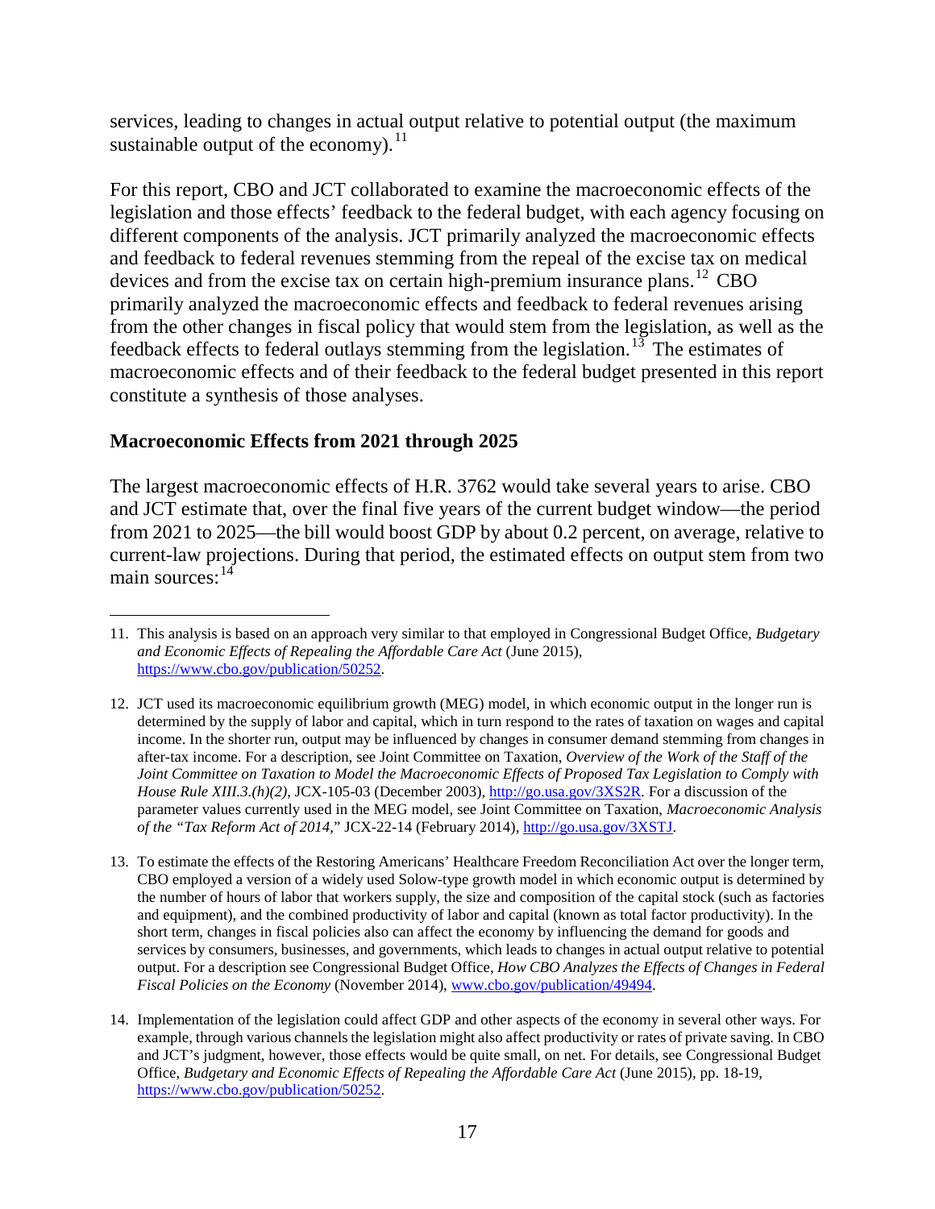services, leading to changes in actual output relative to potential output (the maximum sustainable output of the economy).[11]

For this report, CBO and JCT collaborated to examine the macroeconomic effects of the legislation and those effects' feedback to the federal budget, with each agency focusing on different components of the analysis. JCT primarily analyzed the macroeconomic effects and feedback to federal revenues stemming from the repeal of the excise tax on medical devices and from the excise tax on certain high-premium insurance plans.[12] CBO primarily analyzed the macroeconomic effects and feedback to federal revenues arising from the other changes in fiscal policy that would stem from the legislation, as well as the feedback effects to federal outlays stemming from the legislation.[13] The estimates of macroeconomic effects and of their feedback to the federal budget presented in this report constitute a synthesis of those analyses.

### Macroeconomic Effects from 2021 through 2025

The largest macroeconomic effects of H.R. 3762 would take several years to arise. CBO and JCT estimate that, over the final five years of the current budget window—the period from 2021 to 2025—the bill would boost GDP by about 0.2 percent, on average, relative to current-law projections. During that period, the estimated effects on output stem from two main sources:[14]

---

11. This analysis is based on an approach very similar to that employed in Congressional Budget Office, *Budgetary and Economic Effects of Repealing the Affordable Care Act* (June 2015), https://www.cbo.gov/publication/50252.

12. JCT used its macroeconomic equilibrium growth (MEG) model, in which economic output in the longer run is determined by the supply of labor and capital, which in turn respond to the rates of taxation on wages and capital income. In the shorter run, output may be influenced by changes in consumer demand stemming from changes in after-tax income. For a description, see Joint Committee on Taxation, *Overview of the Work of the Staff of the Joint Committee on Taxation to Model the Macroeconomic Effects of Proposed Tax Legislation to Comply with House Rule XIII.3.(h)(2)*, JCX-105-03 (December 2003), http://go.usa.gov/3XS2R. For a discussion of the parameter values currently used in the MEG model, see Joint Committee on Taxation, *Macroeconomic Analysis of the "Tax Reform Act of 2014*," JCX-22-14 (February 2014), http://go.usa.gov/3XSTJ.

13. To estimate the effects of the Restoring Americans' Healthcare Freedom Reconciliation Act over the longer term, CBO employed a version of a widely used Solow-type growth model in which economic output is determined by the number of hours of labor that workers supply, the size and composition of the capital stock (such as factories and equipment), and the combined productivity of labor and capital (known as total factor productivity). In the short term, changes in fiscal policies also can affect the economy by influencing the demand for goods and services by consumers, businesses, and governments, which leads to changes in actual output relative to potential output. For a description see Congressional Budget Office, *How CBO Analyzes the Effects of Changes in Federal Fiscal Policies on the Economy* (November 2014), www.cbo.gov/publication/49494.

14. Implementation of the legislation could affect GDP and other aspects of the economy in several other ways. For example, through various channels the legislation might also affect productivity or rates of private saving. In CBO and JCT's judgment, however, those effects would be quite small, on net. For details, see Congressional Budget Office, *Budgetary and Economic Effects of Repealing the Affordable Care Act* (June 2015), pp. 18-19, https://www.cbo.gov/publication/50252.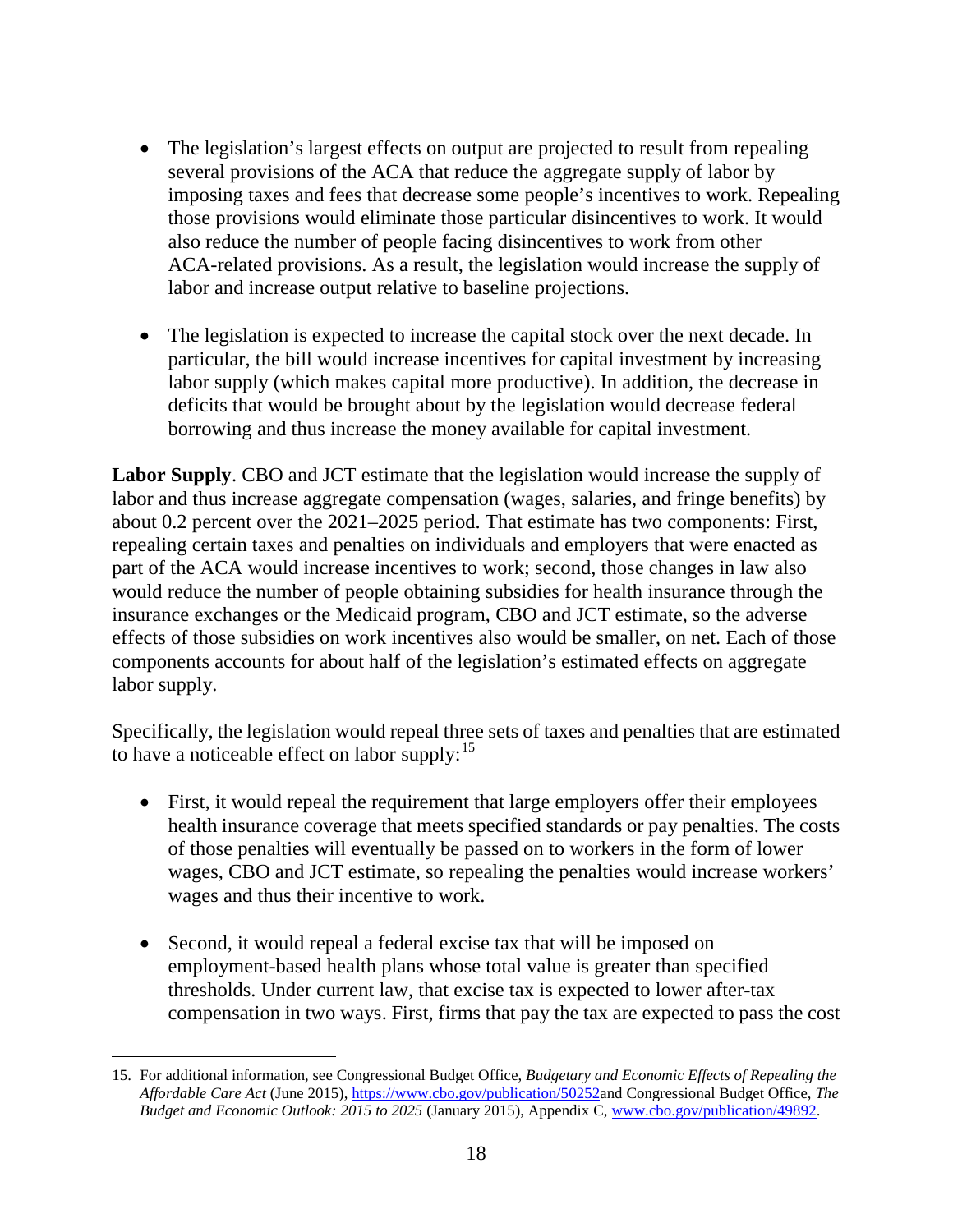- The legislation's largest effects on output are projected to result from repealing several provisions of the ACA that reduce the aggregate supply of labor by imposing taxes and fees that decrease some people's incentives to work. Repealing those provisions would eliminate those particular disincentives to work. It would also reduce the number of people facing disincentives to work from other ACA-related provisions. As a result, the legislation would increase the supply of labor and increase output relative to baseline projections.

- The legislation is expected to increase the capital stock over the next decade. In particular, the bill would increase incentives for capital investment by increasing labor supply (which makes capital more productive). In addition, the decrease in deficits that would be brought about by the legislation would decrease federal borrowing and thus increase the money available for capital investment.

**Labor Supply**. CBO and JCT estimate that the legislation would increase the supply of labor and thus increase aggregate compensation (wages, salaries, and fringe benefits) by about 0.2 percent over the 2021–2025 period. That estimate has two components: First, repealing certain taxes and penalties on individuals and employers that were enacted as part of the ACA would increase incentives to work; second, those changes in law also would reduce the number of people obtaining subsidies for health insurance through the insurance exchanges or the Medicaid program, CBO and JCT estimate, so the adverse effects of those subsidies on work incentives also would be smaller, on net. Each of those components accounts for about half of the legislation's estimated effects on aggregate labor supply.

Specifically, the legislation would repeal three sets of taxes and penalties that are estimated to have a noticeable effect on labor supply:[15]

- First, it would repeal the requirement that large employers offer their employees health insurance coverage that meets specified standards or pay penalties. The costs of those penalties will eventually be passed on to workers in the form of lower wages, CBO and JCT estimate, so repealing the penalties would increase workers' wages and thus their incentive to work.

- Second, it would repeal a federal excise tax that will be imposed on employment-based health plans whose total value is greater than specified thresholds. Under current law, that excise tax is expected to lower after-tax compensation in two ways. First, firms that pay the tax are expected to pass the cost

15. For additional information, see Congressional Budget Office, *Budgetary and Economic Effects of Repealing the Affordable Care Act* (June 2015), https://www.cbo.gov/publication/50252and Congressional Budget Office, *The Budget and Economic Outlook: 2015 to 2025* (January 2015), Appendix C, www.cbo.gov/publication/49892.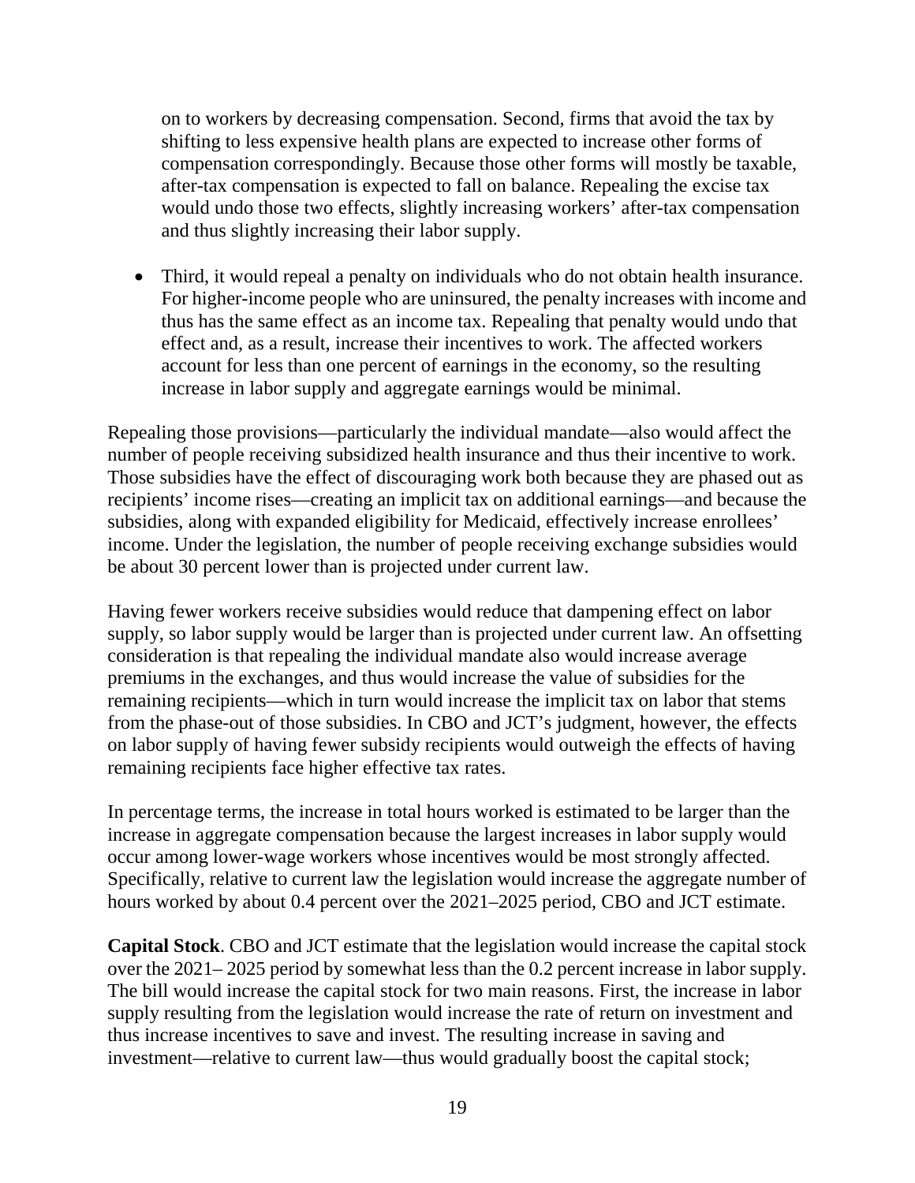on to workers by decreasing compensation. Second, firms that avoid the tax by shifting to less expensive health plans are expected to increase other forms of compensation correspondingly. Because those other forms will mostly be taxable, after-tax compensation is expected to fall on balance. Repealing the excise tax would undo those two effects, slightly increasing workers' after-tax compensation and thus slightly increasing their labor supply.

- Third, it would repeal a penalty on individuals who do not obtain health insurance. For higher-income people who are uninsured, the penalty increases with income and thus has the same effect as an income tax. Repealing that penalty would undo that effect and, as a result, increase their incentives to work. The affected workers account for less than one percent of earnings in the economy, so the resulting increase in labor supply and aggregate earnings would be minimal.

Repealing those provisions—particularly the individual mandate—also would affect the number of people receiving subsidized health insurance and thus their incentive to work. Those subsidies have the effect of discouraging work both because they are phased out as recipients' income rises—creating an implicit tax on additional earnings—and because the subsidies, along with expanded eligibility for Medicaid, effectively increase enrollees' income. Under the legislation, the number of people receiving exchange subsidies would be about 30 percent lower than is projected under current law.

Having fewer workers receive subsidies would reduce that dampening effect on labor supply, so labor supply would be larger than is projected under current law. An offsetting consideration is that repealing the individual mandate also would increase average premiums in the exchanges, and thus would increase the value of subsidies for the remaining recipients—which in turn would increase the implicit tax on labor that stems from the phase-out of those subsidies. In CBO and JCT's judgment, however, the effects on labor supply of having fewer subsidy recipients would outweigh the effects of having remaining recipients face higher effective tax rates.

In percentage terms, the increase in total hours worked is estimated to be larger than the increase in aggregate compensation because the largest increases in labor supply would occur among lower-wage workers whose incentives would be most strongly affected. Specifically, relative to current law the legislation would increase the aggregate number of hours worked by about 0.4 percent over the 2021–2025 period, CBO and JCT estimate.

**Capital Stock**. CBO and JCT estimate that the legislation would increase the capital stock over the 2021– 2025 period by somewhat less than the 0.2 percent increase in labor supply. The bill would increase the capital stock for two main reasons. First, the increase in labor supply resulting from the legislation would increase the rate of return on investment and thus increase incentives to save and invest. The resulting increase in saving and investment—relative to current law—thus would gradually boost the capital stock;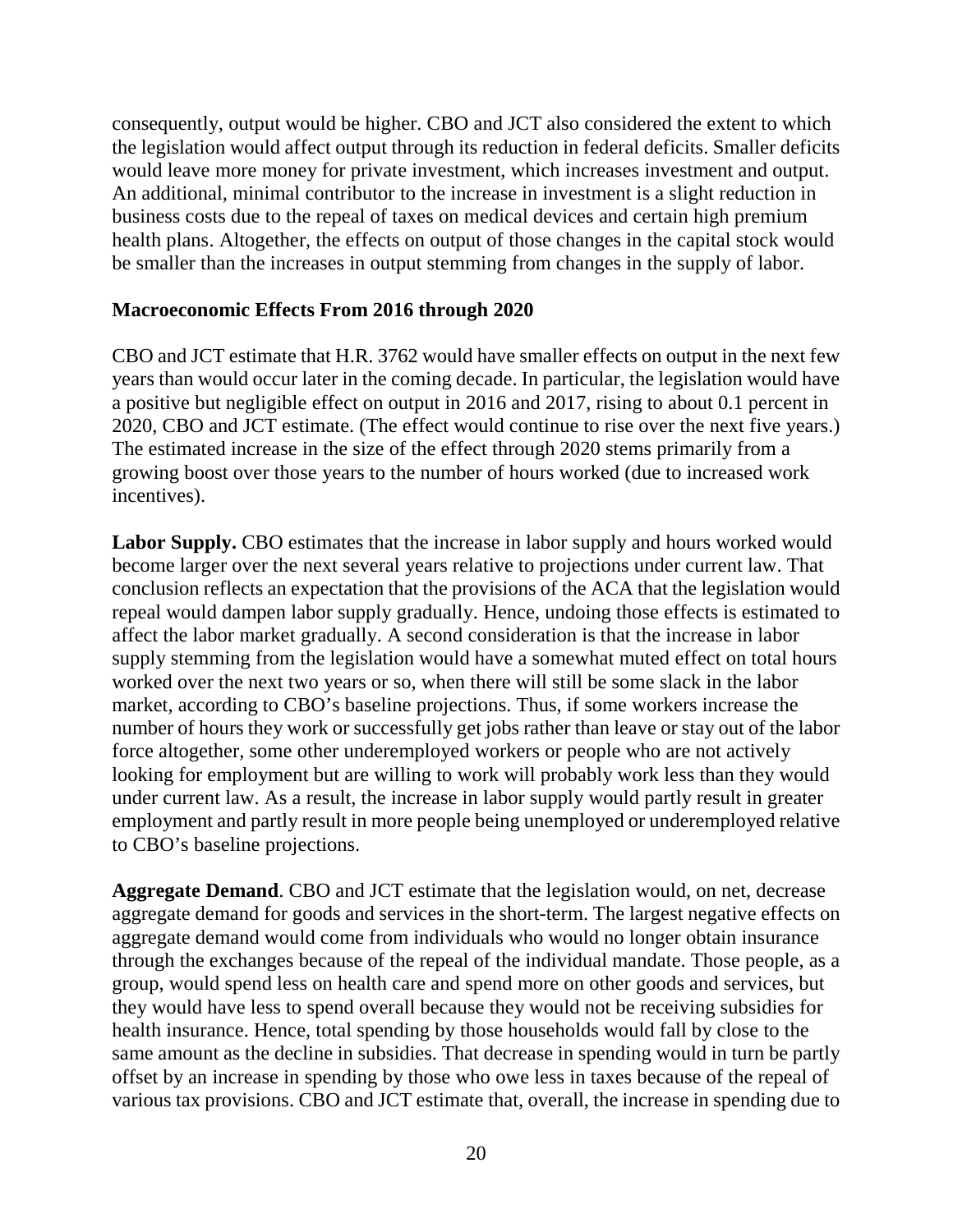consequently, output would be higher. CBO and JCT also considered the extent to which the legislation would affect output through its reduction in federal deficits. Smaller deficits would leave more money for private investment, which increases investment and output. An additional, minimal contributor to the increase in investment is a slight reduction in business costs due to the repeal of taxes on medical devices and certain high premium health plans. Altogether, the effects on output of those changes in the capital stock would be smaller than the increases in output stemming from changes in the supply of labor.

### Macroeconomic Effects From 2016 through 2020

CBO and JCT estimate that H.R. 3762 would have smaller effects on output in the next few years than would occur later in the coming decade. In particular, the legislation would have a positive but negligible effect on output in 2016 and 2017, rising to about 0.1 percent in 2020, CBO and JCT estimate. (The effect would continue to rise over the next five years.) The estimated increase in the size of the effect through 2020 stems primarily from a growing boost over those years to the number of hours worked (due to increased work incentives).

**Labor Supply.** CBO estimates that the increase in labor supply and hours worked would become larger over the next several years relative to projections under current law. That conclusion reflects an expectation that the provisions of the ACA that the legislation would repeal would dampen labor supply gradually. Hence, undoing those effects is estimated to affect the labor market gradually. A second consideration is that the increase in labor supply stemming from the legislation would have a somewhat muted effect on total hours worked over the next two years or so, when there will still be some slack in the labor market, according to CBO's baseline projections. Thus, if some workers increase the number of hours they work or successfully get jobs rather than leave or stay out of the labor force altogether, some other underemployed workers or people who are not actively looking for employment but are willing to work will probably work less than they would under current law. As a result, the increase in labor supply would partly result in greater employment and partly result in more people being unemployed or underemployed relative to CBO's baseline projections.

**Aggregate Demand**. CBO and JCT estimate that the legislation would, on net, decrease aggregate demand for goods and services in the short-term. The largest negative effects on aggregate demand would come from individuals who would no longer obtain insurance through the exchanges because of the repeal of the individual mandate. Those people, as a group, would spend less on health care and spend more on other goods and services, but they would have less to spend overall because they would not be receiving subsidies for health insurance. Hence, total spending by those households would fall by close to the same amount as the decline in subsidies. That decrease in spending would in turn be partly offset by an increase in spending by those who owe less in taxes because of the repeal of various tax provisions. CBO and JCT estimate that, overall, the increase in spending due to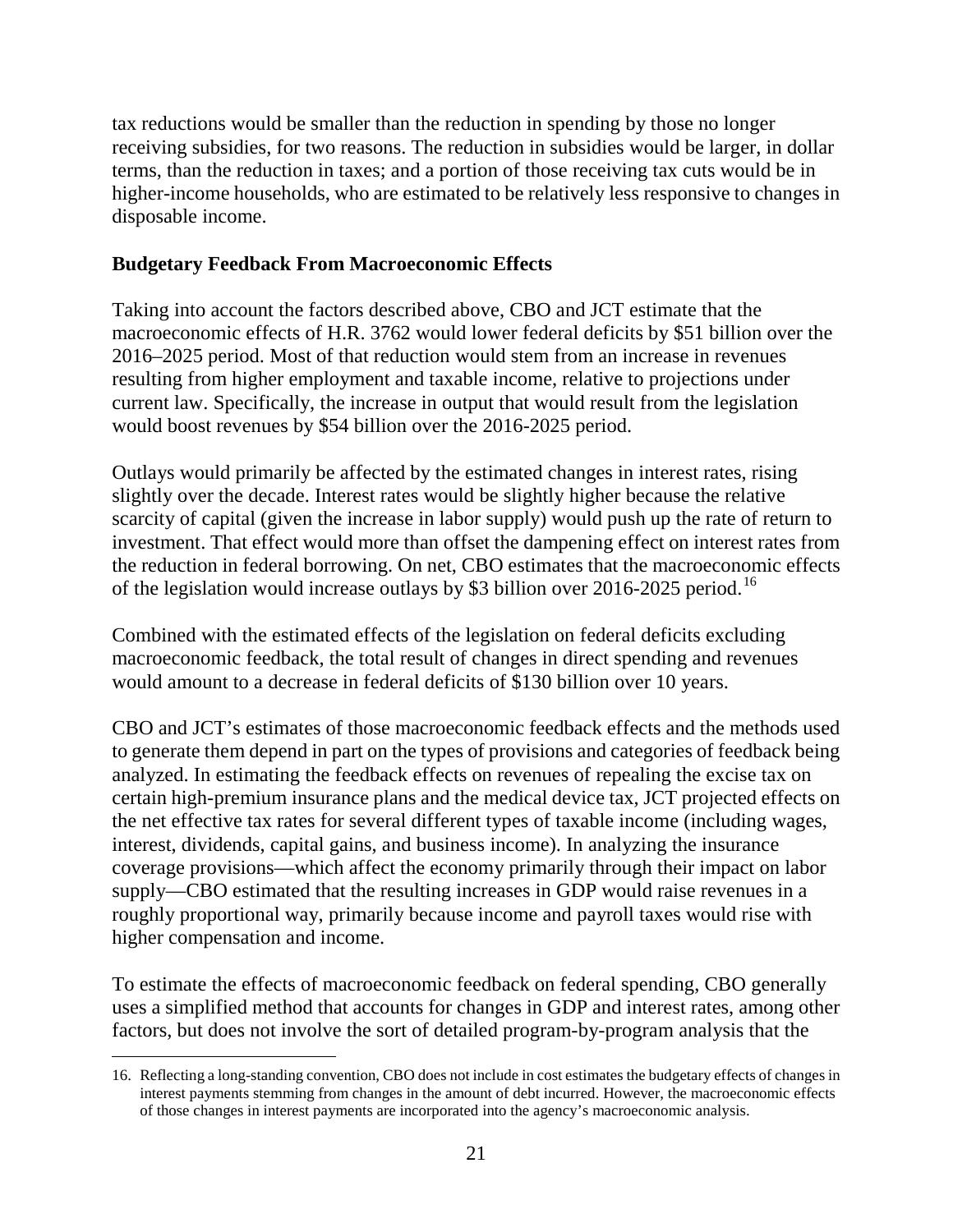tax reductions would be smaller than the reduction in spending by those no longer receiving subsidies, for two reasons. The reduction in subsidies would be larger, in dollar terms, than the reduction in taxes; and a portion of those receiving tax cuts would be in higher-income households, who are estimated to be relatively less responsive to changes in disposable income.

**Budgetary Feedback From Macroeconomic Effects**

Taking into account the factors described above, CBO and JCT estimate that the macroeconomic effects of H.R. 3762 would lower federal deficits by $51 billion over the 2016–2025 period. Most of that reduction would stem from an increase in revenues resulting from higher employment and taxable income, relative to projections under current law. Specifically, the increase in output that would result from the legislation would boost revenues by $54 billion over the 2016-2025 period.

Outlays would primarily be affected by the estimated changes in interest rates, rising slightly over the decade. Interest rates would be slightly higher because the relative scarcity of capital (given the increase in labor supply) would push up the rate of return to investment. That effect would more than offset the dampening effect on interest rates from the reduction in federal borrowing. On net, CBO estimates that the macroeconomic effects of the legislation would increase outlays by $3 billion over 2016-2025 period.[16]

Combined with the estimated effects of the legislation on federal deficits excluding macroeconomic feedback, the total result of changes in direct spending and revenues would amount to a decrease in federal deficits of $130 billion over 10 years.

CBO and JCT's estimates of those macroeconomic feedback effects and the methods used to generate them depend in part on the types of provisions and categories of feedback being analyzed. In estimating the feedback effects on revenues of repealing the excise tax on certain high-premium insurance plans and the medical device tax, JCT projected effects on the net effective tax rates for several different types of taxable income (including wages, interest, dividends, capital gains, and business income). In analyzing the insurance coverage provisions—which affect the economy primarily through their impact on labor supply—CBO estimated that the resulting increases in GDP would raise revenues in a roughly proportional way, primarily because income and payroll taxes would rise with higher compensation and income.

To estimate the effects of macroeconomic feedback on federal spending, CBO generally uses a simplified method that accounts for changes in GDP and interest rates, among other factors, but does not involve the sort of detailed program-by-program analysis that the

16. Reflecting a long-standing convention, CBO does not include in cost estimates the budgetary effects of changes in interest payments stemming from changes in the amount of debt incurred. However, the macroeconomic effects of those changes in interest payments are incorporated into the agency's macroeconomic analysis.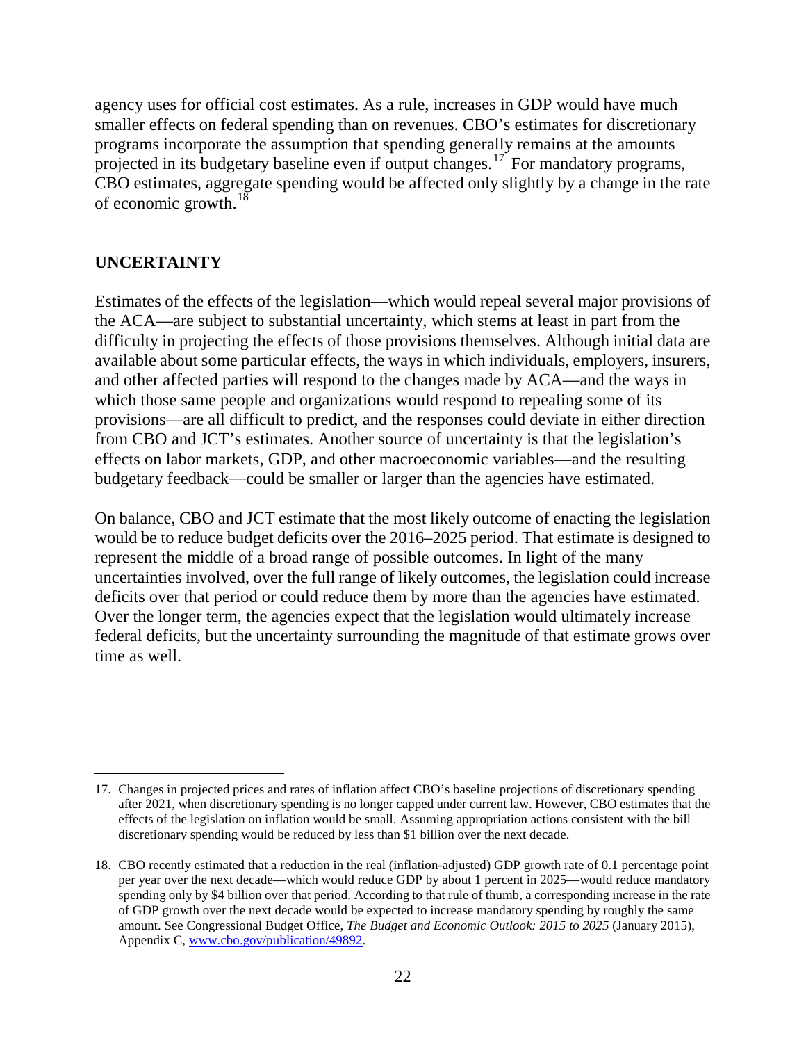agency uses for official cost estimates. As a rule, increases in GDP would have much smaller effects on federal spending than on revenues. CBO's estimates for discretionary programs incorporate the assumption that spending generally remains at the amounts projected in its budgetary baseline even if output changes.[17] For mandatory programs, CBO estimates, aggregate spending would be affected only slightly by a change in the rate of economic growth.[18]

## UNCERTAINTY

Estimates of the effects of the legislation—which would repeal several major provisions of the ACA—are subject to substantial uncertainty, which stems at least in part from the difficulty in projecting the effects of those provisions themselves. Although initial data are available about some particular effects, the ways in which individuals, employers, insurers, and other affected parties will respond to the changes made by ACA—and the ways in which those same people and organizations would respond to repealing some of its provisions—are all difficult to predict, and the responses could deviate in either direction from CBO and JCT's estimates. Another source of uncertainty is that the legislation's effects on labor markets, GDP, and other macroeconomic variables—and the resulting budgetary feedback—could be smaller or larger than the agencies have estimated.

On balance, CBO and JCT estimate that the most likely outcome of enacting the legislation would be to reduce budget deficits over the 2016–2025 period. That estimate is designed to represent the middle of a broad range of possible outcomes. In light of the many uncertainties involved, over the full range of likely outcomes, the legislation could increase deficits over that period or could reduce them by more than the agencies have estimated. Over the longer term, the agencies expect that the legislation would ultimately increase federal deficits, but the uncertainty surrounding the magnitude of that estimate grows over time as well.

---

17. Changes in projected prices and rates of inflation affect CBO's baseline projections of discretionary spending after 2021, when discretionary spending is no longer capped under current law. However, CBO estimates that the effects of the legislation on inflation would be small. Assuming appropriation actions consistent with the bill discretionary spending would be reduced by less than $1 billion over the next decade.

18. CBO recently estimated that a reduction in the real (inflation-adjusted) GDP growth rate of 0.1 percentage point per year over the next decade—which would reduce GDP by about 1 percent in 2025—would reduce mandatory spending only by $4 billion over that period. According to that rule of thumb, a corresponding increase in the rate of GDP growth over the next decade would be expected to increase mandatory spending by roughly the same amount. See Congressional Budget Office, *The Budget and Economic Outlook: 2015 to 2025* (January 2015), Appendix C, www.cbo.gov/publication/49892.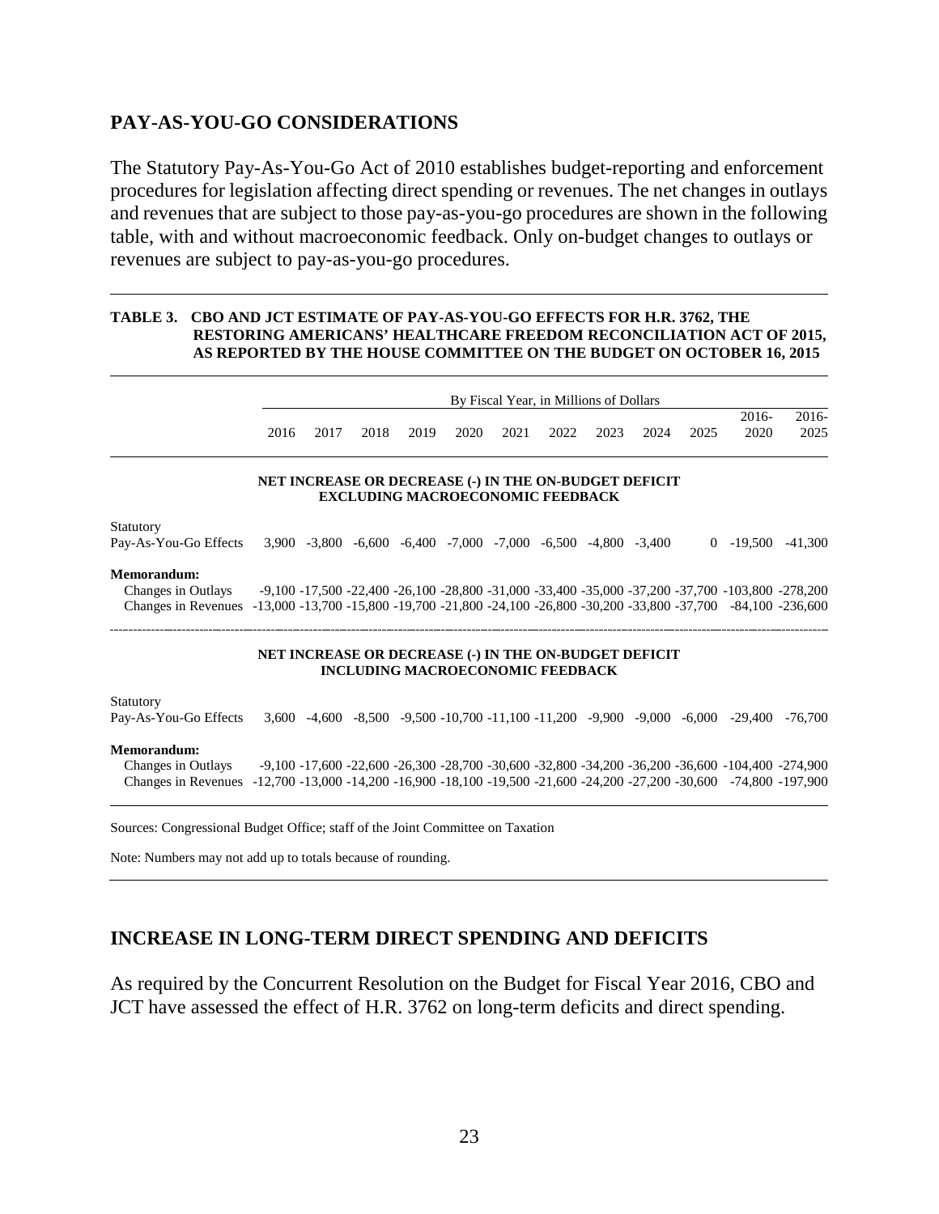## PAY-AS-YOU-GO CONSIDERATIONS

The Statutory Pay-As-You-Go Act of 2010 establishes budget-reporting and enforcement procedures for legislation affecting direct spending or revenues. The net changes in outlays and revenues that are subject to those pay-as-you-go procedures are shown in the following table, with and without macroeconomic feedback. Only on-budget changes to outlays or revenues are subject to pay-as-you-go procedures.

**TABLE 3. CBO AND JCT ESTIMATE OF PAY-AS-YOU-GO EFFECTS FOR H.R. 3762, THE RESTORING AMERICANS' HEALTHCARE FREEDOM RECONCILIATION ACT OF 2015, AS REPORTED BY THE HOUSE COMMITTEE ON THE BUDGET ON OCTOBER 16, 2015**

| | By Fiscal Year, in Millions of Dollars | | | | | | | | | | | |
|---|---|---|---|---|---|---|---|---|---|---|---|---|
| | 2016 | 2017 | 2018 | 2019 | 2020 | 2021 | 2022 | 2023 | 2024 | 2025 | 2016-2020 | 2016-2025 |
| **NET INCREASE OR DECREASE (-) IN THE ON-BUDGET DEFICIT EXCLUDING MACROECONOMIC FEEDBACK** | | | | | | | | | | | | |
| Statutory Pay-As-You-Go Effects | 3,900 | -3,800 | -6,600 | -6,400 | -7,000 | -7,000 | -6,500 | -4,800 | -3,400 | 0 | -19,500 | -41,300 |
| **Memorandum:** | | | | | | | | | | | | |
| Changes in Outlays | -9,100 | -17,500 | -22,400 | -26,100 | -28,800 | -31,000 | -33,400 | -35,000 | -37,200 | -37,700 | -103,800 | -278,200 |
| Changes in Revenues | -13,000 | -13,700 | -15,800 | -19,700 | -21,800 | -24,100 | -26,800 | -30,200 | -33,800 | -37,700 | -84,100 | -236,600 |
| **NET INCREASE OR DECREASE (-) IN THE ON-BUDGET DEFICIT INCLUDING MACROECONOMIC FEEDBACK** | | | | | | | | | | | | |
| Statutory Pay-As-You-Go Effects | 3,600 | -4,600 | -8,500 | -9,500 | -10,700 | -11,100 | -11,200 | -9,900 | -9,000 | -6,000 | -29,400 | -76,700 |
| **Memorandum:** | | | | | | | | | | | | |
| Changes in Outlays | -9,100 | -17,600 | -22,600 | -26,300 | -28,700 | -30,600 | -32,800 | -34,200 | -36,200 | -36,600 | -104,400 | -274,900 |
| Changes in Revenues | -12,700 | -13,000 | -14,200 | -16,900 | -18,100 | -19,500 | -21,600 | -24,200 | -27,200 | -30,600 | -74,800 | -197,900 |

Sources: Congressional Budget Office; staff of the Joint Committee on Taxation

Note: Numbers may not add up to totals because of rounding.

## INCREASE IN LONG-TERM DIRECT SPENDING AND DEFICITS

As required by the Concurrent Resolution on the Budget for Fiscal Year 2016, CBO and JCT have assessed the effect of H.R. 3762 on long-term deficits and direct spending.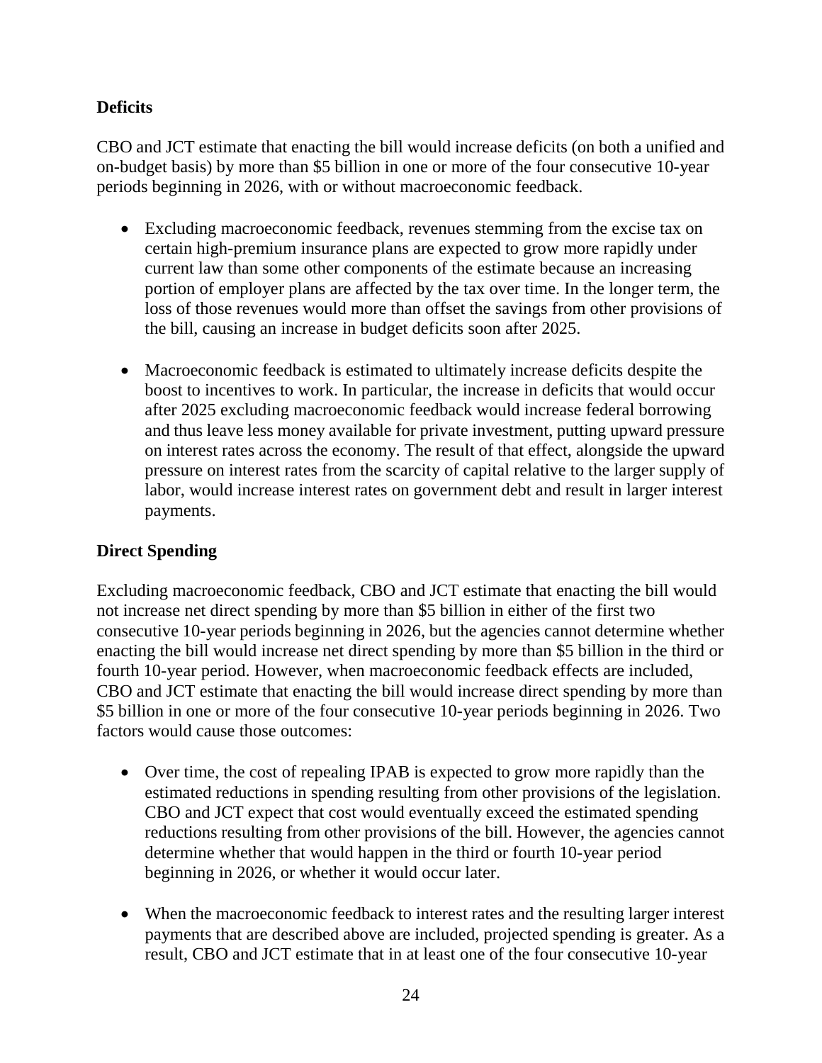### Deficits

CBO and JCT estimate that enacting the bill would increase deficits (on both a unified and on-budget basis) by more than $5 billion in one or more of the four consecutive 10-year periods beginning in 2026, with or without macroeconomic feedback.

- Excluding macroeconomic feedback, revenues stemming from the excise tax on certain high-premium insurance plans are expected to grow more rapidly under current law than some other components of the estimate because an increasing portion of employer plans are affected by the tax over time. In the longer term, the loss of those revenues would more than offset the savings from other provisions of the bill, causing an increase in budget deficits soon after 2025.

- Macroeconomic feedback is estimated to ultimately increase deficits despite the boost to incentives to work. In particular, the increase in deficits that would occur after 2025 excluding macroeconomic feedback would increase federal borrowing and thus leave less money available for private investment, putting upward pressure on interest rates across the economy. The result of that effect, alongside the upward pressure on interest rates from the scarcity of capital relative to the larger supply of labor, would increase interest rates on government debt and result in larger interest payments.

### Direct Spending

Excluding macroeconomic feedback, CBO and JCT estimate that enacting the bill would not increase net direct spending by more than $5 billion in either of the first two consecutive 10-year periods beginning in 2026, but the agencies cannot determine whether enacting the bill would increase net direct spending by more than $5 billion in the third or fourth 10-year period. However, when macroeconomic feedback effects are included, CBO and JCT estimate that enacting the bill would increase direct spending by more than $5 billion in one or more of the four consecutive 10-year periods beginning in 2026. Two factors would cause those outcomes:

- Over time, the cost of repealing IPAB is expected to grow more rapidly than the estimated reductions in spending resulting from other provisions of the legislation. CBO and JCT expect that cost would eventually exceed the estimated spending reductions resulting from other provisions of the bill. However, the agencies cannot determine whether that would happen in the third or fourth 10-year period beginning in 2026, or whether it would occur later.

- When the macroeconomic feedback to interest rates and the resulting larger interest payments that are described above are included, projected spending is greater. As a result, CBO and JCT estimate that in at least one of the four consecutive 10-year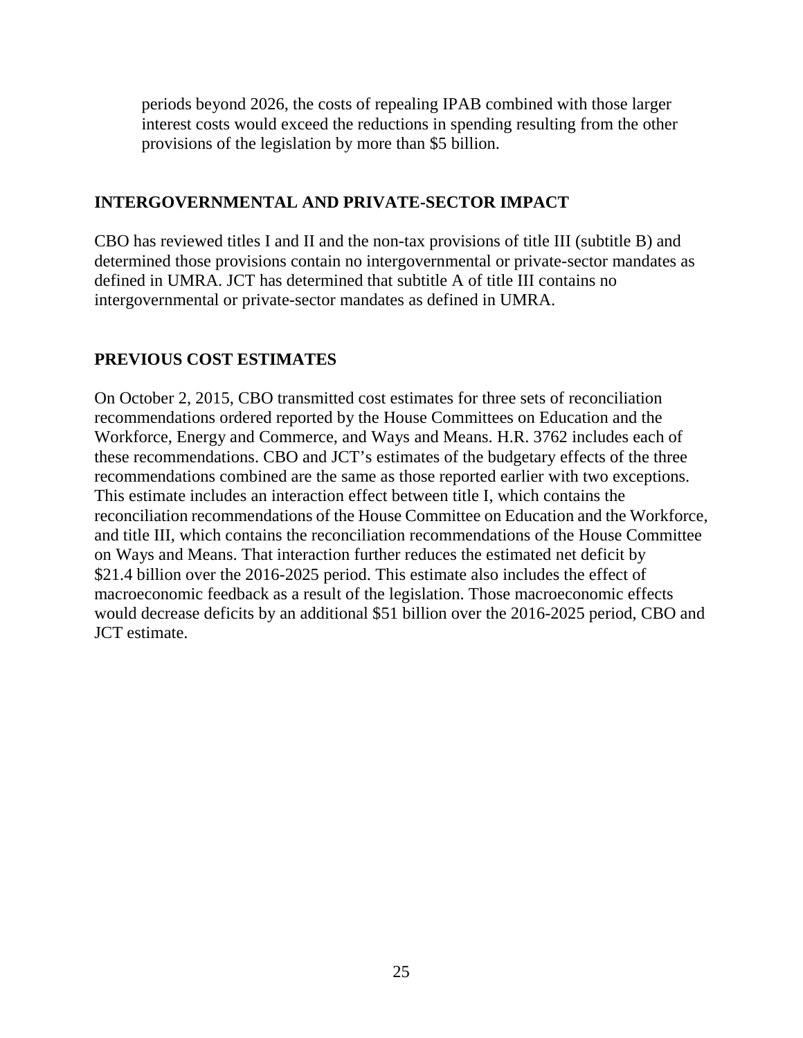periods beyond 2026, the costs of repealing IPAB combined with those larger interest costs would exceed the reductions in spending resulting from the other provisions of the legislation by more than $5 billion.

## INTERGOVERNMENTAL AND PRIVATE-SECTOR IMPACT

CBO has reviewed titles I and II and the non-tax provisions of title III (subtitle B) and determined those provisions contain no intergovernmental or private-sector mandates as defined in UMRA. JCT has determined that subtitle A of title III contains no intergovernmental or private-sector mandates as defined in UMRA.

## PREVIOUS COST ESTIMATES

On October 2, 2015, CBO transmitted cost estimates for three sets of reconciliation recommendations ordered reported by the House Committees on Education and the Workforce, Energy and Commerce, and Ways and Means. H.R. 3762 includes each of these recommendations. CBO and JCT's estimates of the budgetary effects of the three recommendations combined are the same as those reported earlier with two exceptions. This estimate includes an interaction effect between title I, which contains the reconciliation recommendations of the House Committee on Education and the Workforce, and title III, which contains the reconciliation recommendations of the House Committee on Ways and Means. That interaction further reduces the estimated net deficit by $21.4 billion over the 2016-2025 period. This estimate also includes the effect of macroeconomic feedback as a result of the legislation. Those macroeconomic effects would decrease deficits by an additional $51 billion over the 2016-2025 period, CBO and JCT estimate.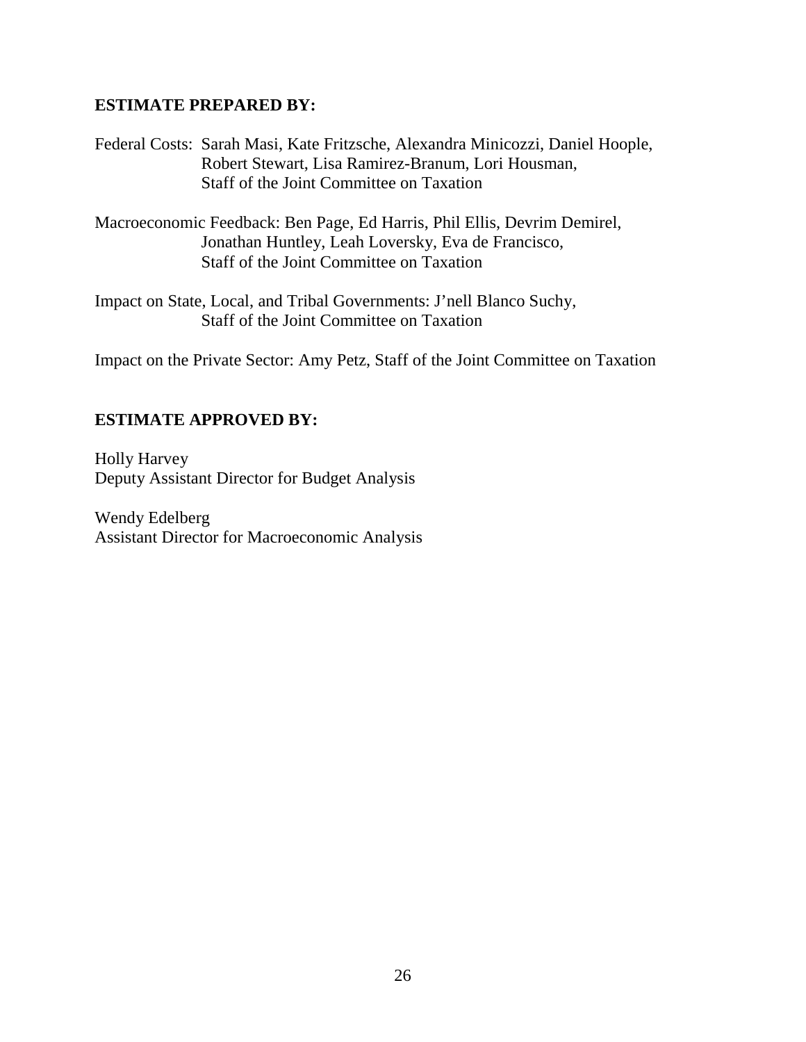**ESTIMATE PREPARED BY:**

Federal Costs: Sarah Masi, Kate Fritzsche, Alexandra Minicozzi, Daniel Hoople, Robert Stewart, Lisa Ramirez-Branum, Lori Housman, Staff of the Joint Committee on Taxation

Macroeconomic Feedback: Ben Page, Ed Harris, Phil Ellis, Devrim Demirel, Jonathan Huntley, Leah Loversky, Eva de Francisco, Staff of the Joint Committee on Taxation

Impact on State, Local, and Tribal Governments: J'nell Blanco Suchy, Staff of the Joint Committee on Taxation

Impact on the Private Sector: Amy Petz, Staff of the Joint Committee on Taxation

**ESTIMATE APPROVED BY:**

Holly Harvey
Deputy Assistant Director for Budget Analysis

Wendy Edelberg
Assistant Director for Macroeconomic Analysis